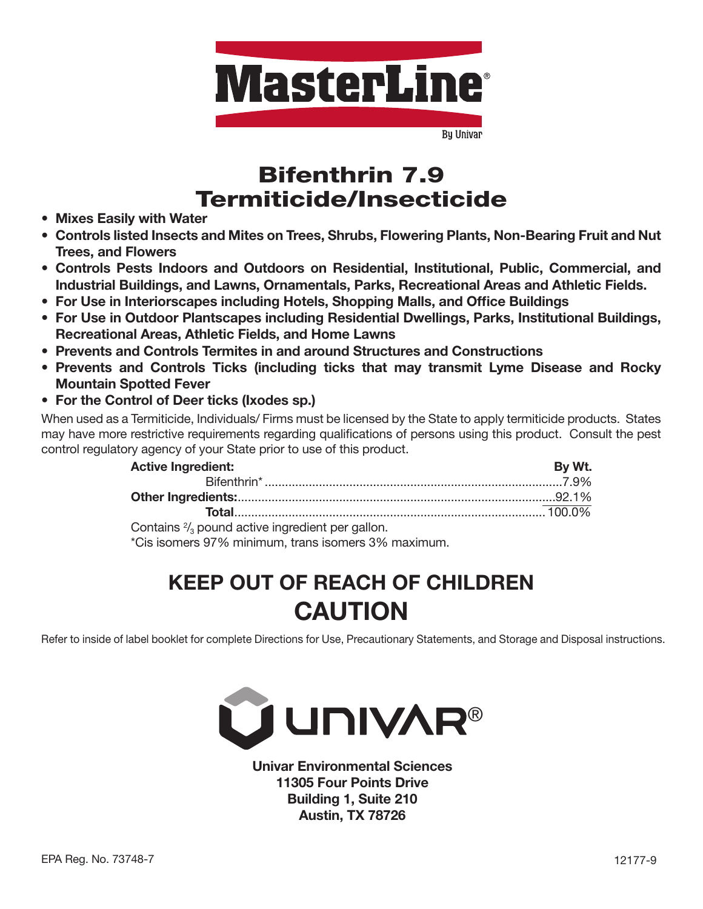# MasterLine®

By Univar

# Bifenthrin 7.9 Termiticide/Insecticide

- **Mixes Easily with Water**
- **Controls listed Insects and Mites on Trees, Shrubs, Flowering Plants, Non-Bearing Fruit and Nut Trees, and Flowers**
- **Controls Pests Indoors and Outdoors on Residential, Institutional, Public, Commercial, and Industrial Buildings, and Lawns, Ornamentals, Parks, Recreational Areas and Athletic Fields.**
- **For Use in Interiorscapes including Hotels, Shopping Malls, and Office Buildings**
- **For Use in Outdoor Plantscapes including Residential Dwellings, Parks, Institutional Buildings, Recreational Areas, Athletic Fields, and Home Lawns**
- **Prevents and Controls Termites in and around Structures and Constructions**
- **Prevents and Controls Ticks (including ticks that may transmit Lyme Disease and Rocky Mountain Spotted Fever**
- **For the Control of Deer ticks (Ixodes sp.)**

When used as a Termiticide, Individuals/ Firms must be licensed by the State to apply termiticide products. States may have more restrictive requirements regarding qualifications of persons using this product. Consult the pest control regulatory agency of your State prior to use of this product.

| **Active Ingredient:** | **By Wt.** |
|---|---|
| Bifenthrin* | 7.9% |
| **Other Ingredients:** | 92.1% |
| **Total** | 100.0% |

Contains $^2/_3$ pound active ingredient per gallon.

*Cis isomers 97% minimum, trans isomers 3% maximum.

## KEEP OUT OF REACH OF CHILDREN
## CAUTION

Refer to inside of label booklet for complete Directions for Use, Precautionary Statements, and Storage and Disposal instructions.

UNIVAR®

**Univar Environmental Sciences**
**11305 Four Points Drive**
**Building 1, Suite 210**
**Austin, TX 78726**

EPA Reg. No. 73748-7

12177-9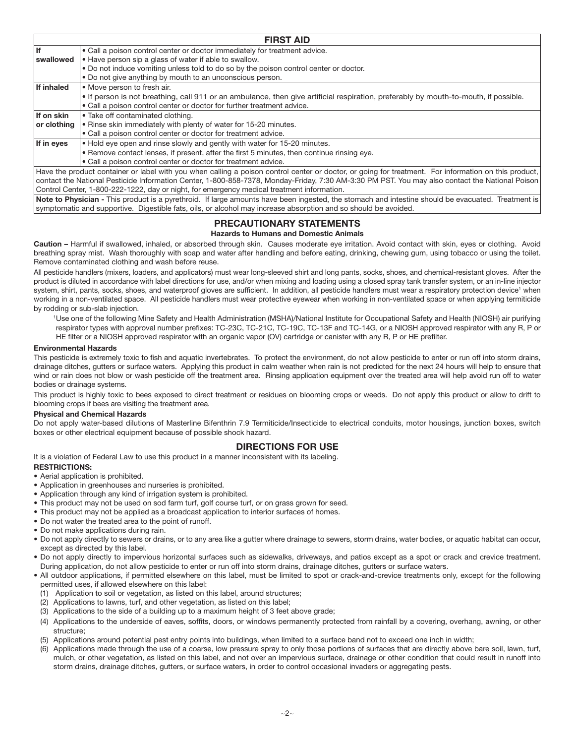| FIRST AID | |
|---|---|
| **If swallowed** | • Call a poison control center or doctor immediately for treatment advice.<br>• Have person sip a glass of water if able to swallow.<br>• Do not induce vomiting unless told to do so by the poison control center or doctor.<br>• Do not give anything by mouth to an unconscious person. |
| **If inhaled** | • Move person to fresh air.<br>• If person is not breathing, call 911 or an ambulance, then give artificial respiration, preferably by mouth-to-mouth, if possible.<br>• Call a poison control center or doctor for further treatment advice. |
| **If on skin or clothing** | • Take off contaminated clothing.<br>• Rinse skin immediately with plenty of water for 15-20 minutes.<br>• Call a poison control center or doctor for treatment advice. |
| **If in eyes** | • Hold eye open and rinse slowly and gently with water for 15-20 minutes.<br>• Remove contact lenses, if present, after the first 5 minutes, then continue rinsing eye.<br>• Call a poison control center or doctor for treatment advice. |
| Have the product container or label with you when calling a poison control center or doctor, or going for treatment. For information on this product, contact the National Pesticide Information Center, 1-800-858-7378, Monday-Friday, 7:30 AM-3:30 PM PST. You may also contact the National Poison Control Center, 1-800-222-1222, day or night, for emergency medical treatment information. | |
| **Note to Physician -** This product is a pyrethroid. If large amounts have been ingested, the stomach and intestine should be evacuated. Treatment is symptomatic and supportive. Digestible fats, oils, or alcohol may increase absorption and so should be avoided. | |

## PRECAUTIONARY STATEMENTS

### Hazards to Humans and Domestic Animals

**Caution –** Harmful if swallowed, inhaled, or absorbed through skin. Causes moderate eye irritation. Avoid contact with skin, eyes or clothing. Avoid breathing spray mist. Wash thoroughly with soap and water after handling and before eating, drinking, chewing gum, using tobacco or using the toilet. Remove contaminated clothing and wash before reuse.

All pesticide handlers (mixers, loaders, and applicators) must wear long-sleeved shirt and long pants, socks, shoes, and chemical-resistant gloves. After the product is diluted in accordance with label directions for use, and/or when mixing and loading using a closed spray tank transfer system, or an in-line injector system, shirt, pants, socks, shoes, and waterproof gloves are sufficient. In addition, all pesticide handlers must wear a respiratory protection device[1] when working in a non-ventilated space. All pesticide handlers must wear protective eyewear when working in non-ventilated space or when applying termiticide by rodding or sub-slab injection.

[1]Use one of the following Mine Safety and Health Administration (MSHA)/National Institute for Occupational Safety and Health (NIOSH) air purifying respirator types with approval number prefixes: TC-23C, TC-21C, TC-19C, TC-13F and TC-14G, or a NIOSH approved respirator with any R, P or HE filter or a NIOSH approved respirator with an organic vapor (OV) cartridge or canister with any R, P or HE prefilter.

### Environmental Hazards

This pesticide is extremely toxic to fish and aquatic invertebrates. To protect the environment, do not allow pesticide to enter or run off into storm drains, drainage ditches, gutters or surface waters. Applying this product in calm weather when rain is not predicted for the next 24 hours will help to ensure that wind or rain does not blow or wash pesticide off the treatment area. Rinsing application equipment over the treated area will help avoid run off to water bodies or drainage systems.

This product is highly toxic to bees exposed to direct treatment or residues on blooming crops or weeds. Do not apply this product or allow to drift to blooming crops if bees are visiting the treatment area.

### Physical and Chemical Hazards

Do not apply water-based dilutions of Masterline Bifenthrin 7.9 Termiticide/Insecticide to electrical conduits, motor housings, junction boxes, switch boxes or other electrical equipment because of possible shock hazard.

## DIRECTIONS FOR USE

It is a violation of Federal Law to use this product in a manner inconsistent with its labeling.

**RESTRICTIONS:**

- Aerial application is prohibited.
- Application in greenhouses and nurseries is prohibited.
- Application through any kind of irrigation system is prohibited.
- This product may not be used on sod farm turf, golf course turf, or on grass grown for seed.
- This product may not be applied as a broadcast application to interior surfaces of homes.
- Do not water the treated area to the point of runoff.
- Do not make applications during rain.
- Do not apply directly to sewers or drains, or to any area like a gutter where drainage to sewers, storm drains, water bodies, or aquatic habitat can occur, except as directed by this label.
- Do not apply directly to impervious horizontal surfaces such as sidewalks, driveways, and patios except as a spot or crack and crevice treatment. During application, do not allow pesticide to enter or run off into storm drains, drainage ditches, gutters or surface waters.
- All outdoor applications, if permitted elsewhere on this label, must be limited to spot or crack-and-crevice treatments only, except for the following permitted uses, if allowed elsewhere on this label:
  (1) Application to soil or vegetation, as listed on this label, around structures;
  (2) Applications to lawns, turf, and other vegetation, as listed on this label;
  (3) Applications to the side of a building up to a maximum height of 3 feet above grade;
  (4) Applications to the underside of eaves, soffits, doors, or windows permanently protected from rainfall by a covering, overhang, awning, or other structure;
  (5) Applications around potential pest entry points into buildings, when limited to a surface band not to exceed one inch in width;
  (6) Applications made through the use of a coarse, low pressure spray to only those portions of surfaces that are directly above bare soil, lawn, turf, mulch, or other vegetation, as listed on this label, and not over an impervious surface, drainage or other condition that could result in runoff into storm drains, drainage ditches, gutters, or surface waters, in order to control occasional invaders or aggregating pests.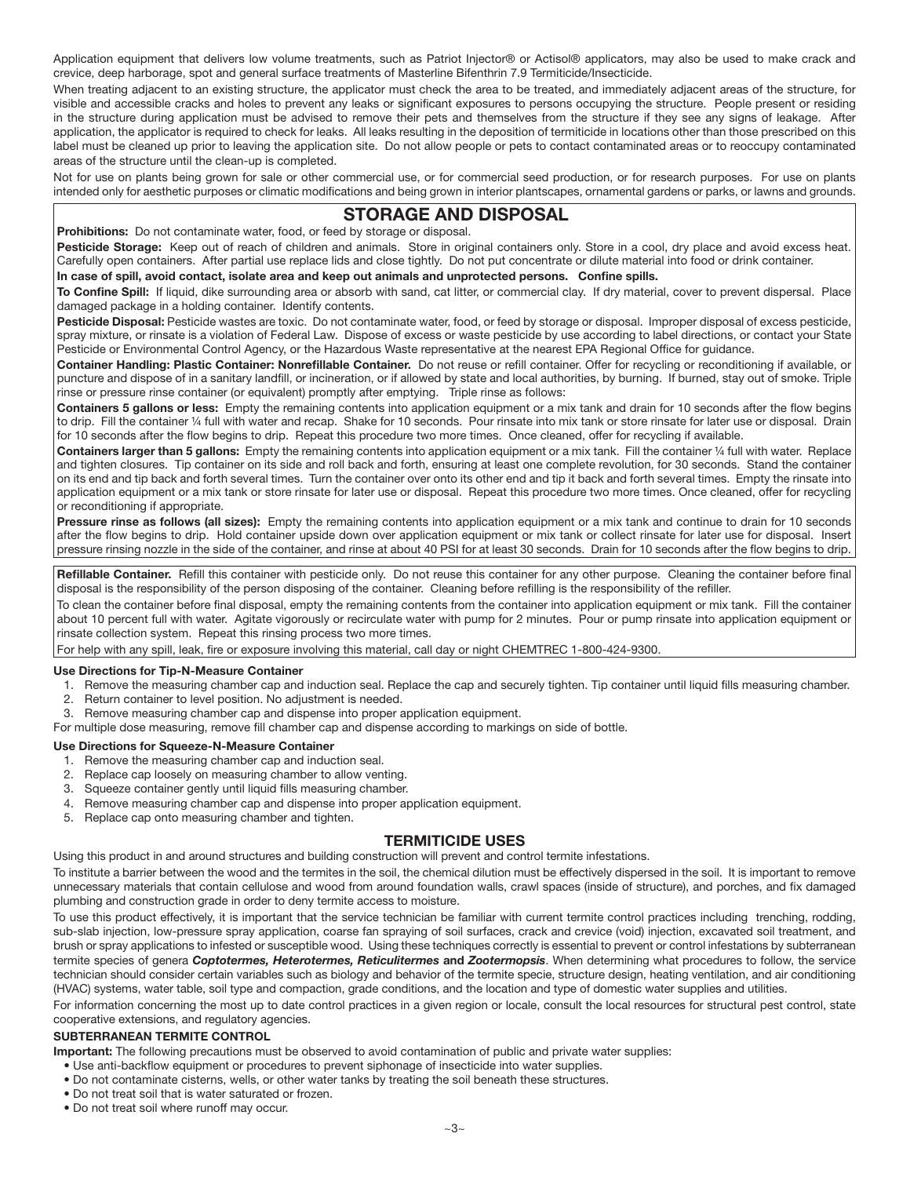Application equipment that delivers low volume treatments, such as Patriot Injector® or Actisol® applicators, may also be used to make crack and crevice, deep harborage, spot and general surface treatments of Masterline Bifenthrin 7.9 Termiticide/Insecticide.

When treating adjacent to an existing structure, the applicator must check the area to be treated, and immediately adjacent areas of the structure, for visible and accessible cracks and holes to prevent any leaks or significant exposures to persons occupying the structure. People present or residing in the structure during application must be advised to remove their pets and themselves from the structure if they see any signs of leakage. After application, the applicator is required to check for leaks. All leaks resulting in the deposition of termiticide in locations other than those prescribed on this label must be cleaned up prior to leaving the application site. Do not allow people or pets to contact contaminated areas or to reoccupy contaminated areas of the structure until the clean-up is completed.

Not for use on plants being grown for sale or other commercial use, or for commercial seed production, or for research purposes. For use on plants intended only for aesthetic purposes or climatic modifications and being grown in interior plantscapes, ornamental gardens or parks, or lawns and grounds.

## STORAGE AND DISPOSAL

**Prohibitions:** Do not contaminate water, food, or feed by storage or disposal.

**Pesticide Storage:** Keep out of reach of children and animals. Store in original containers only. Store in a cool, dry place and avoid excess heat. Carefully open containers. After partial use replace lids and close tightly. Do not put concentrate or dilute material into food or drink container.

**In case of spill, avoid contact, isolate area and keep out animals and unprotected persons. Confine spills.**

**To Confine Spill:** If liquid, dike surrounding area or absorb with sand, cat litter, or commercial clay. If dry material, cover to prevent dispersal. Place damaged package in a holding container. Identify contents.

**Pesticide Disposal:** Pesticide wastes are toxic. Do not contaminate water, food, or feed by storage or disposal. Improper disposal of excess pesticide, spray mixture, or rinsate is a violation of Federal Law. Dispose of excess or waste pesticide by use according to label directions, or contact your State Pesticide or Environmental Control Agency, or the Hazardous Waste representative at the nearest EPA Regional Office for guidance.

**Container Handling: Plastic Container: Nonrefillable Container.** Do not reuse or refill container. Offer for recycling or reconditioning if available, or puncture and dispose of in a sanitary landfill, or incineration, or if allowed by state and local authorities, by burning. If burned, stay out of smoke. Triple rinse or pressure rinse container (or equivalent) promptly after emptying. Triple rinse as follows:

**Containers 5 gallons or less:** Empty the remaining contents into application equipment or a mix tank and drain for 10 seconds after the flow begins to drip. Fill the container ¼ full with water and recap. Shake for 10 seconds. Pour rinsate into mix tank or store rinsate for later use or disposal. Drain for 10 seconds after the flow begins to drip. Repeat this procedure two more times. Once cleaned, offer for recycling if available.

**Containers larger than 5 gallons:** Empty the remaining contents into application equipment or a mix tank. Fill the container ¼ full with water. Replace and tighten closures. Tip container on its side and roll back and forth, ensuring at least one complete revolution, for 30 seconds. Stand the container on its end and tip back and forth several times. Turn the container over onto its other end and tip it back and forth several times. Empty the rinsate into application equipment or a mix tank or store rinsate for later use or disposal. Repeat this procedure two more times. Once cleaned, offer for recycling or reconditioning if appropriate.

**Pressure rinse as follows (all sizes):** Empty the remaining contents into application equipment or a mix tank and continue to drain for 10 seconds after the flow begins to drip. Hold container upside down over application equipment or mix tank or collect rinsate for later use for disposal. Insert pressure rinsing nozzle in the side of the container, and rinse at about 40 PSI for at least 30 seconds. Drain for 10 seconds after the flow begins to drip.

**Refillable Container.** Refill this container with pesticide only. Do not reuse this container for any other purpose. Cleaning the container before final disposal is the responsibility of the person disposing of the container. Cleaning before refilling is the responsibility of the refiller.

To clean the container before final disposal, empty the remaining contents from the container into application equipment or mix tank. Fill the container about 10 percent full with water. Agitate vigorously or recirculate water with pump for 2 minutes. Pour or pump rinsate into application equipment or rinsate collection system. Repeat this rinsing process two more times.

For help with any spill, leak, fire or exposure involving this material, call day or night CHEMTREC 1-800-424-9300.

**Use Directions for Tip-N-Measure Container**

1. Remove the measuring chamber cap and induction seal. Replace the cap and securely tighten. Tip container until liquid fills measuring chamber.
2. Return container to level position. No adjustment is needed.
3. Remove measuring chamber cap and dispense into proper application equipment.

For multiple dose measuring, remove fill chamber cap and dispense according to markings on side of bottle.

**Use Directions for Squeeze-N-Measure Container**

1. Remove the measuring chamber cap and induction seal.
2. Replace cap loosely on measuring chamber to allow venting.
3. Squeeze container gently until liquid fills measuring chamber.
4. Remove measuring chamber cap and dispense into proper application equipment.
5. Replace cap onto measuring chamber and tighten.

## TERMITICIDE USES

Using this product in and around structures and building construction will prevent and control termite infestations.

To institute a barrier between the wood and the termites in the soil, the chemical dilution must be effectively dispersed in the soil. It is important to remove unnecessary materials that contain cellulose and wood from around foundation walls, crawl spaces (inside of structure), and porches, and fix damaged plumbing and construction grade in order to deny termite access to moisture.

To use this product effectively, it is important that the service technician be familiar with current termite control practices including trenching, rodding, sub-slab injection, low-pressure spray application, coarse fan spraying of soil surfaces, crack and crevice (void) injection, excavated soil treatment, and brush or spray applications to infested or susceptible wood. Using these techniques correctly is essential to prevent or control infestations by subterranean termite species of genera ***Coptotermes, Heterotermes, Reticulitermes* and *Zootermopsis***. When determining what procedures to follow, the service technician should consider certain variables such as biology and behavior of the termite specie, structure design, heating ventilation, and air conditioning (HVAC) systems, water table, soil type and compaction, grade conditions, and the location and type of domestic water supplies and utilities.

For information concerning the most up to date control practices in a given region or locale, consult the local resources for structural pest control, state cooperative extensions, and regulatory agencies.

### SUBTERRANEAN TERMITE CONTROL

**Important:** The following precautions must be observed to avoid contamination of public and private water supplies:

- Use anti-backflow equipment or procedures to prevent siphonage of insecticide into water supplies.
- Do not contaminate cisterns, wells, or other water tanks by treating the soil beneath these structures.
- Do not treat soil that is water saturated or frozen.
- Do not treat soil where runoff may occur.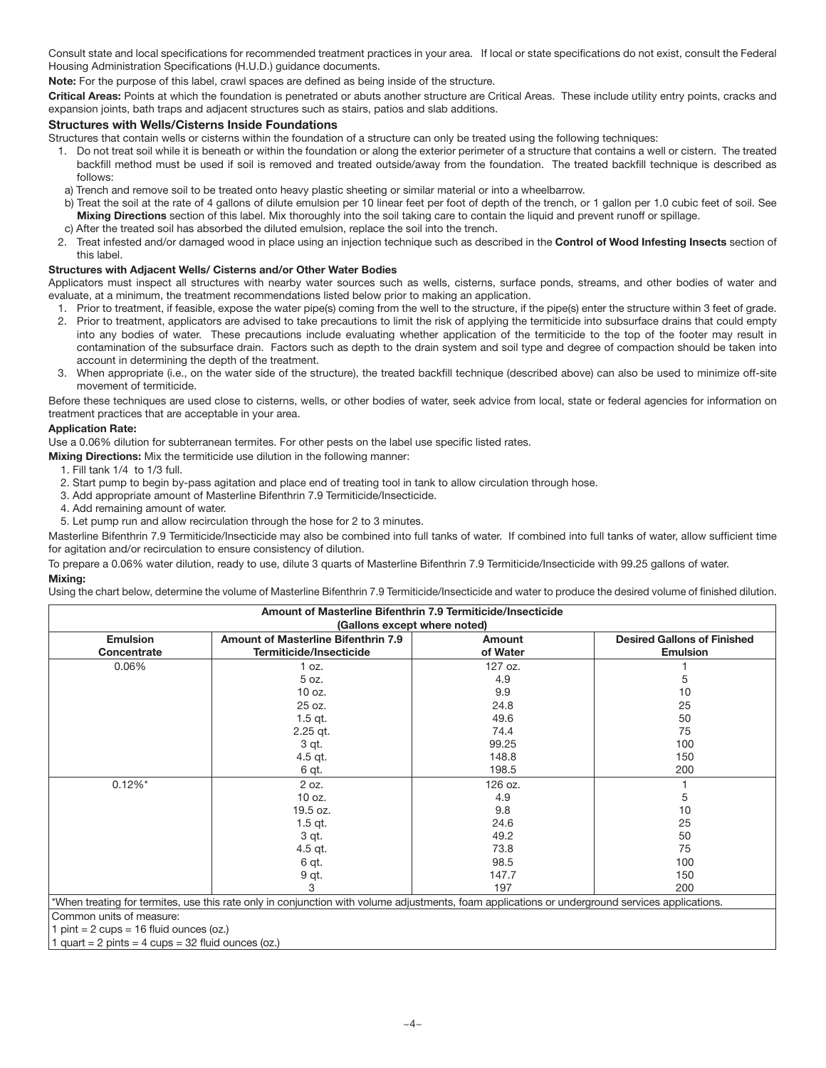Consult state and local specifications for recommended treatment practices in your area. If local or state specifications do not exist, consult the Federal Housing Administration Specifications (H.U.D.) guidance documents.

**Note:** For the purpose of this label, crawl spaces are defined as being inside of the structure.

**Critical Areas:** Points at which the foundation is penetrated or abuts another structure are Critical Areas. These include utility entry points, cracks and expansion joints, bath traps and adjacent structures such as stairs, patios and slab additions.

### Structures with Wells/Cisterns Inside Foundations

Structures that contain wells or cisterns within the foundation of a structure can only be treated using the following techniques:

1. Do not treat soil while it is beneath or within the foundation or along the exterior perimeter of a structure that contains a well or cistern. The treated backfill method must be used if soil is removed and treated outside/away from the foundation. The treated backfill technique is described as follows:
   a) Trench and remove soil to be treated onto heavy plastic sheeting or similar material or into a wheelbarrow.
   b) Treat the soil at the rate of 4 gallons of dilute emulsion per 10 linear feet per foot of depth of the trench, or 1 gallon per 1.0 cubic feet of soil. See **Mixing Directions** section of this label. Mix thoroughly into the soil taking care to contain the liquid and prevent runoff or spillage.
   c) After the treated soil has absorbed the diluted emulsion, replace the soil into the trench.
2. Treat infested and/or damaged wood in place using an injection technique such as described in the **Control of Wood Infesting Insects** section of this label.

**Structures with Adjacent Wells/ Cisterns and/or Other Water Bodies**

Applicators must inspect all structures with nearby water sources such as wells, cisterns, surface ponds, streams, and other bodies of water and evaluate, at a minimum, the treatment recommendations listed below prior to making an application.

1. Prior to treatment, if feasible, expose the water pipe(s) coming from the well to the structure, if the pipe(s) enter the structure within 3 feet of grade.
2. Prior to treatment, applicators are advised to take precautions to limit the risk of applying the termiticide into subsurface drains that could empty into any bodies of water. These precautions include evaluating whether application of the termiticide to the top of the footer may result in contamination of the subsurface drain. Factors such as depth to the drain system and soil type and degree of compaction should be taken into account in determining the depth of the treatment.
3. When appropriate (i.e., on the water side of the structure), the treated backfill technique (described above) can also be used to minimize off-site movement of termiticide.

Before these techniques are used close to cisterns, wells, or other bodies of water, seek advice from local, state or federal agencies for information on treatment practices that are acceptable in your area.

**Application Rate:**

Use a 0.06% dilution for subterranean termites. For other pests on the label use specific listed rates.

**Mixing Directions:** Mix the termiticide use dilution in the following manner:

1. Fill tank 1/4 to 1/3 full.
2. Start pump to begin by-pass agitation and place end of treating tool in tank to allow circulation through hose.
3. Add appropriate amount of Masterline Bifenthrin 7.9 Termiticide/Insecticide.
4. Add remaining amount of water.
5. Let pump run and allow recirculation through the hose for 2 to 3 minutes.

Masterline Bifenthrin 7.9 Termiticide/Insecticide may also be combined into full tanks of water. If combined into full tanks of water, allow sufficient time for agitation and/or recirculation to ensure consistency of dilution.

To prepare a 0.06% water dilution, ready to use, dilute 3 quarts of Masterline Bifenthrin 7.9 Termiticide/Insecticide with 99.25 gallons of water.

**Mixing:**

Using the chart below, determine the volume of Masterline Bifenthrin 7.9 Termiticide/Insecticide and water to produce the desired volume of finished dilution.

| Amount of Masterline Bifenthrin 7.9 Termiticide/Insecticide (Gallons except where noted) | | | |
|---|---|---|---|
| **Emulsion Concentrate** | **Amount of Masterline Bifenthrin 7.9 Termiticide/Insecticide** | **Amount of Water** | **Desired Gallons of Finished Emulsion** |
| 0.06% | 1 oz. | 127 oz. | 1 |
| | 5 oz. | 4.9 | 5 |
| | 10 oz. | 9.9 | 10 |
| | 25 oz. | 24.8 | 25 |
| | 1.5 qt. | 49.6 | 50 |
| | 2.25 qt. | 74.4 | 75 |
| | 3 qt. | 99.25 | 100 |
| | 4.5 qt. | 148.8 | 150 |
| | 6 qt. | 198.5 | 200 |
| 0.12%* | 2 oz. | 126 oz. | 1 |
| | 10 oz. | 4.9 | 5 |
| | 19.5 oz. | 9.8 | 10 |
| | 1.5 qt. | 24.6 | 25 |
| | 3 qt. | 49.2 | 50 |
| | 4.5 qt. | 73.8 | 75 |
| | 6 qt. | 98.5 | 100 |
| | 9 qt. | 147.7 | 150 |
| | 3 | 197 | 200 |

*When treating for termites, use this rate only in conjunction with volume adjustments, foam applications or underground services applications.

Common units of measure:
1 pint = 2 cups = 16 fluid ounces (oz.)
1 quart = 2 pints = 4 cups = 32 fluid ounces (oz.)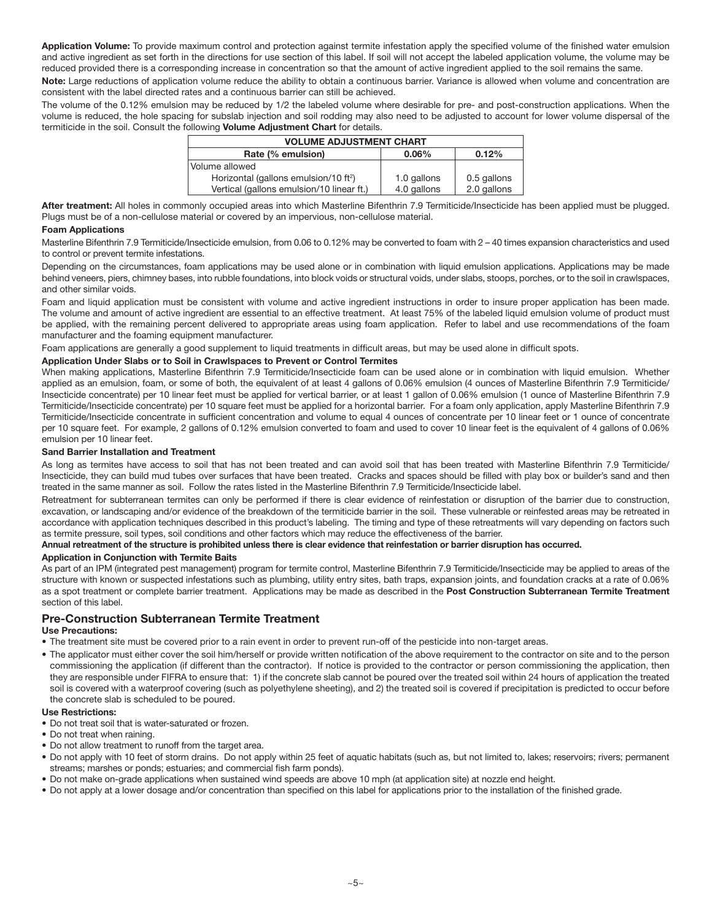**Application Volume:** To provide maximum control and protection against termite infestation apply the specified volume of the finished water emulsion and active ingredient as set forth in the directions for use section of this label. If soil will not accept the labeled application volume, the volume may be reduced provided there is a corresponding increase in concentration so that the amount of active ingredient applied to the soil remains the same.

**Note:** Large reductions of application volume reduce the ability to obtain a continuous barrier. Variance is allowed when volume and concentration are consistent with the label directed rates and a continuous barrier can still be achieved.

The volume of the 0.12% emulsion may be reduced by 1/2 the labeled volume where desirable for pre- and post-construction applications. When the volume is reduced, the hole spacing for subslab injection and soil rodding may also need to be adjusted to account for lower volume dispersal of the termiticide in the soil. Consult the following **Volume Adjustment Chart** for details.

| **VOLUME ADJUSTMENT CHART** | | |
|---|---|---|
| **Rate (% emulsion)** | **0.06%** | **0.12%** |
| Volume allowed | | |
| Horizontal (gallons emulsion/10 ft$^2$) | 1.0 gallons | 0.5 gallons |
| Vertical (gallons emulsion/10 linear ft.) | 4.0 gallons | 2.0 gallons |

**After treatment:** All holes in commonly occupied areas into which Masterline Bifenthrin 7.9 Termiticide/Insecticide has been applied must be plugged. Plugs must be of a non-cellulose material or covered by an impervious, non-cellulose material.

**Foam Applications**

Masterline Bifenthrin 7.9 Termiticide/Insecticide emulsion, from 0.06 to 0.12% may be converted to foam with 2 – 40 times expansion characteristics and used to control or prevent termite infestations.

Depending on the circumstances, foam applications may be used alone or in combination with liquid emulsion applications. Applications may be made behind veneers, piers, chimney bases, into rubble foundations, into block voids or structural voids, under slabs, stoops, porches, or to the soil in crawlspaces, and other similar voids.

Foam and liquid application must be consistent with volume and active ingredient instructions in order to insure proper application has been made. The volume and amount of active ingredient are essential to an effective treatment. At least 75% of the labeled liquid emulsion volume of product must be applied, with the remaining percent delivered to appropriate areas using foam application. Refer to label and use recommendations of the foam manufacturer and the foaming equipment manufacturer.

Foam applications are generally a good supplement to liquid treatments in difficult areas, but may be used alone in difficult spots.

**Application Under Slabs or to Soil in Crawlspaces to Prevent or Control Termites**

When making applications, Masterline Bifenthrin 7.9 Termiticide/Insecticide foam can be used alone or in combination with liquid emulsion. Whether applied as an emulsion, foam, or some of both, the equivalent of at least 4 gallons of 0.06% emulsion (4 ounces of Masterline Bifenthrin 7.9 Termiticide/ Insecticide concentrate) per 10 linear feet must be applied for vertical barrier, or at least 1 gallon of 0.06% emulsion (1 ounce of Masterline Bifenthrin 7.9 Termiticide/Insecticide concentrate) per 10 square feet must be applied for a horizontal barrier. For a foam only application, apply Masterline Bifenthrin 7.9 Termiticide/Insecticide concentrate in sufficient concentration and volume to equal 4 ounces of concentrate per 10 linear feet or 1 ounce of concentrate per 10 square feet. For example, 2 gallons of 0.12% emulsion converted to foam and used to cover 10 linear feet is the equivalent of 4 gallons of 0.06% emulsion per 10 linear feet.

**Sand Barrier Installation and Treatment**

As long as termites have access to soil that has not been treated and can avoid soil that has been treated with Masterline Bifenthrin 7.9 Termiticide/ Insecticide, they can build mud tubes over surfaces that have been treated. Cracks and spaces should be filled with play box or builder's sand and then treated in the same manner as soil. Follow the rates listed in the Masterline Bifenthrin 7.9 Termiticide/Insecticide label.

Retreatment for subterranean termites can only be performed if there is clear evidence of reinfestation or disruption of the barrier due to construction, excavation, or landscaping and/or evidence of the breakdown of the termiticide barrier in the soil. These vulnerable or reinfested areas may be retreated in accordance with application techniques described in this product's labeling. The timing and type of these retreatments will vary depending on factors such as termite pressure, soil types, soil conditions and other factors which may reduce the effectiveness of the barrier.

**Annual retreatment of the structure is prohibited unless there is clear evidence that reinfestation or barrier disruption has occurred.**

**Application in Conjunction with Termite Baits**

As part of an IPM (integrated pest management) program for termite control, Masterline Bifenthrin 7.9 Termiticide/Insecticide may be applied to areas of the structure with known or suspected infestations such as plumbing, utility entry sites, bath traps, expansion joints, and foundation cracks at a rate of 0.06% as a spot treatment or complete barrier treatment. Applications may be made as described in the **Post Construction Subterranean Termite Treatment** section of this label.

## Pre-Construction Subterranean Termite Treatment

**Use Precautions:**

- The treatment site must be covered prior to a rain event in order to prevent run-off of the pesticide into non-target areas.
- The applicator must either cover the soil him/herself or provide written notification of the above requirement to the contractor on site and to the person commissioning the application (if different than the contractor). If notice is provided to the contractor or person commissioning the application, then they are responsible under FIFRA to ensure that: 1) if the concrete slab cannot be poured over the treated soil within 24 hours of application the treated soil is covered with a waterproof covering (such as polyethylene sheeting), and 2) the treated soil is covered if precipitation is predicted to occur before the concrete slab is scheduled to be poured.

**Use Restrictions:**

- Do not treat soil that is water-saturated or frozen.
- Do not treat when raining.
- Do not allow treatment to runoff from the target area.
- Do not apply with 10 feet of storm drains. Do not apply within 25 feet of aquatic habitats (such as, but not limited to, lakes; reservoirs; rivers; permanent streams; marshes or ponds; estuaries; and commercial fish farm ponds).
- Do not make on-grade applications when sustained wind speeds are above 10 mph (at application site) at nozzle end height.
- Do not apply at a lower dosage and/or concentration than specified on this label for applications prior to the installation of the finished grade.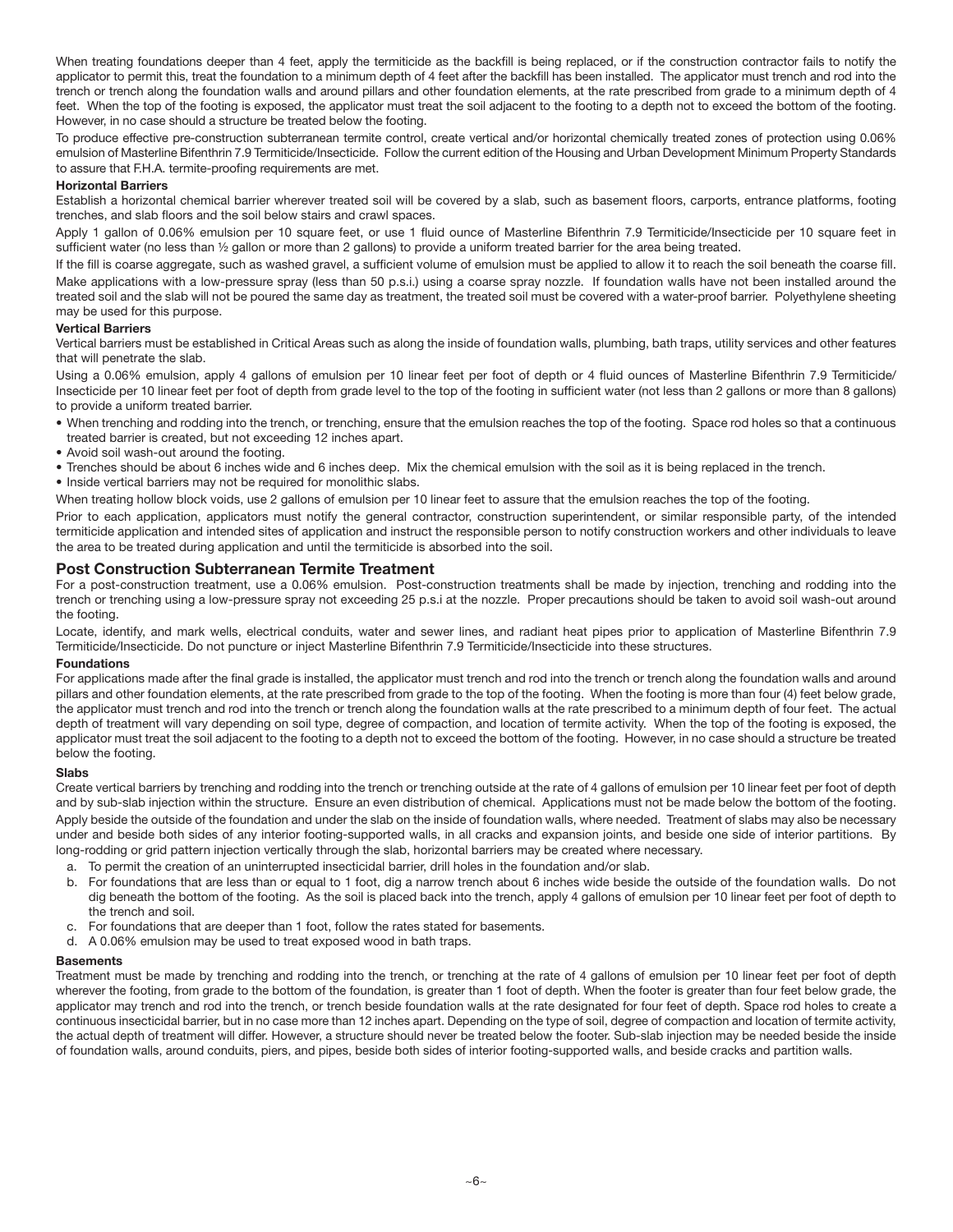When treating foundations deeper than 4 feet, apply the termiticide as the backfill is being replaced, or if the construction contractor fails to notify the applicator to permit this, treat the foundation to a minimum depth of 4 feet after the backfill has been installed. The applicator must trench and rod into the trench or trench along the foundation walls and around pillars and other foundation elements, at the rate prescribed from grade to a minimum depth of 4 feet. When the top of the footing is exposed, the applicator must treat the soil adjacent to the footing to a depth not to exceed the bottom of the footing. However, in no case should a structure be treated below the footing.

To produce effective pre-construction subterranean termite control, create vertical and/or horizontal chemically treated zones of protection using 0.06% emulsion of Masterline Bifenthrin 7.9 Termiticide/Insecticide. Follow the current edition of the Housing and Urban Development Minimum Property Standards to assure that F.H.A. termite-proofing requirements are met.

**Horizontal Barriers**

Establish a horizontal chemical barrier wherever treated soil will be covered by a slab, such as basement floors, carports, entrance platforms, footing trenches, and slab floors and the soil below stairs and crawl spaces.

Apply 1 gallon of 0.06% emulsion per 10 square feet, or use 1 fluid ounce of Masterline Bifenthrin 7.9 Termiticide/Insecticide per 10 square feet in sufficient water (no less than ½ gallon or more than 2 gallons) to provide a uniform treated barrier for the area being treated.

If the fill is coarse aggregate, such as washed gravel, a sufficient volume of emulsion must be applied to allow it to reach the soil beneath the coarse fill. Make applications with a low-pressure spray (less than 50 p.s.i.) using a coarse spray nozzle. If foundation walls have not been installed around the treated soil and the slab will not be poured the same day as treatment, the treated soil must be covered with a water-proof barrier. Polyethylene sheeting may be used for this purpose.

**Vertical Barriers**

Vertical barriers must be established in Critical Areas such as along the inside of foundation walls, plumbing, bath traps, utility services and other features that will penetrate the slab.

Using a 0.06% emulsion, apply 4 gallons of emulsion per 10 linear feet per foot of depth or 4 fluid ounces of Masterline Bifenthrin 7.9 Termiticide/Insecticide per 10 linear feet per foot of depth from grade level to the top of the footing in sufficient water (not less than 2 gallons or more than 8 gallons) to provide a uniform treated barrier.

- When trenching and rodding into the trench, or trenching, ensure that the emulsion reaches the top of the footing. Space rod holes so that a continuous treated barrier is created, but not exceeding 12 inches apart.
- Avoid soil wash-out around the footing.
- Trenches should be about 6 inches wide and 6 inches deep. Mix the chemical emulsion with the soil as it is being replaced in the trench.
- Inside vertical barriers may not be required for monolithic slabs.

When treating hollow block voids, use 2 gallons of emulsion per 10 linear feet to assure that the emulsion reaches the top of the footing.

Prior to each application, applicators must notify the general contractor, construction superintendent, or similar responsible party, of the intended termiticide application and intended sites of application and instruct the responsible person to notify construction workers and other individuals to leave the area to be treated during application and until the termiticide is absorbed into the soil.

## Post Construction Subterranean Termite Treatment

For a post-construction treatment, use a 0.06% emulsion. Post-construction treatments shall be made by injection, trenching and rodding into the trench or trenching using a low-pressure spray not exceeding 25 p.s.i at the nozzle. Proper precautions should be taken to avoid soil wash-out around the footing.

Locate, identify, and mark wells, electrical conduits, water and sewer lines, and radiant heat pipes prior to application of Masterline Bifenthrin 7.9 Termiticide/Insecticide. Do not puncture or inject Masterline Bifenthrin 7.9 Termiticide/Insecticide into these structures.

**Foundations**

For applications made after the final grade is installed, the applicator must trench and rod into the trench or trench along the foundation walls and around pillars and other foundation elements, at the rate prescribed from grade to the top of the footing. When the footing is more than four (4) feet below grade, the applicator must trench and rod into the trench or trench along the foundation walls at the rate prescribed to a minimum depth of four feet. The actual depth of treatment will vary depending on soil type, degree of compaction, and location of termite activity. When the top of the footing is exposed, the applicator must treat the soil adjacent to the footing to a depth not to exceed the bottom of the footing. However, in no case should a structure be treated below the footing.

**Slabs**

Create vertical barriers by trenching and rodding into the trench or trenching outside at the rate of 4 gallons of emulsion per 10 linear feet per foot of depth and by sub-slab injection within the structure. Ensure an even distribution of chemical. Applications must not be made below the bottom of the footing.

Apply beside the outside of the foundation and under the slab on the inside of foundation walls, where needed. Treatment of slabs may also be necessary under and beside both sides of any interior footing-supported walls, in all cracks and expansion joints, and beside one side of interior partitions. By long-rodding or grid pattern injection vertically through the slab, horizontal barriers may be created where necessary.

a. To permit the creation of an uninterrupted insecticidal barrier, drill holes in the foundation and/or slab.
b. For foundations that are less than or equal to 1 foot, dig a narrow trench about 6 inches wide beside the outside of the foundation walls. Do not dig beneath the bottom of the footing. As the soil is placed back into the trench, apply 4 gallons of emulsion per 10 linear feet per foot of depth to the trench and soil.
c. For foundations that are deeper than 1 foot, follow the rates stated for basements.
d. A 0.06% emulsion may be used to treat exposed wood in bath traps.

**Basements**

Treatment must be made by trenching and rodding into the trench, or trenching at the rate of 4 gallons of emulsion per 10 linear feet per foot of depth wherever the footing, from grade to the bottom of the foundation, is greater than 1 foot of depth. When the footer is greater than four feet below grade, the applicator may trench and rod into the trench, or trench beside foundation walls at the rate designated for four feet of depth. Space rod holes to create a continuous insecticidal barrier, but in no case more than 12 inches apart. Depending on the type of soil, degree of compaction and location of termite activity, the actual depth of treatment will differ. However, a structure should never be treated below the footer. Sub-slab injection may be needed beside the inside of foundation walls, around conduits, piers, and pipes, beside both sides of interior footing-supported walls, and beside cracks and partition walls.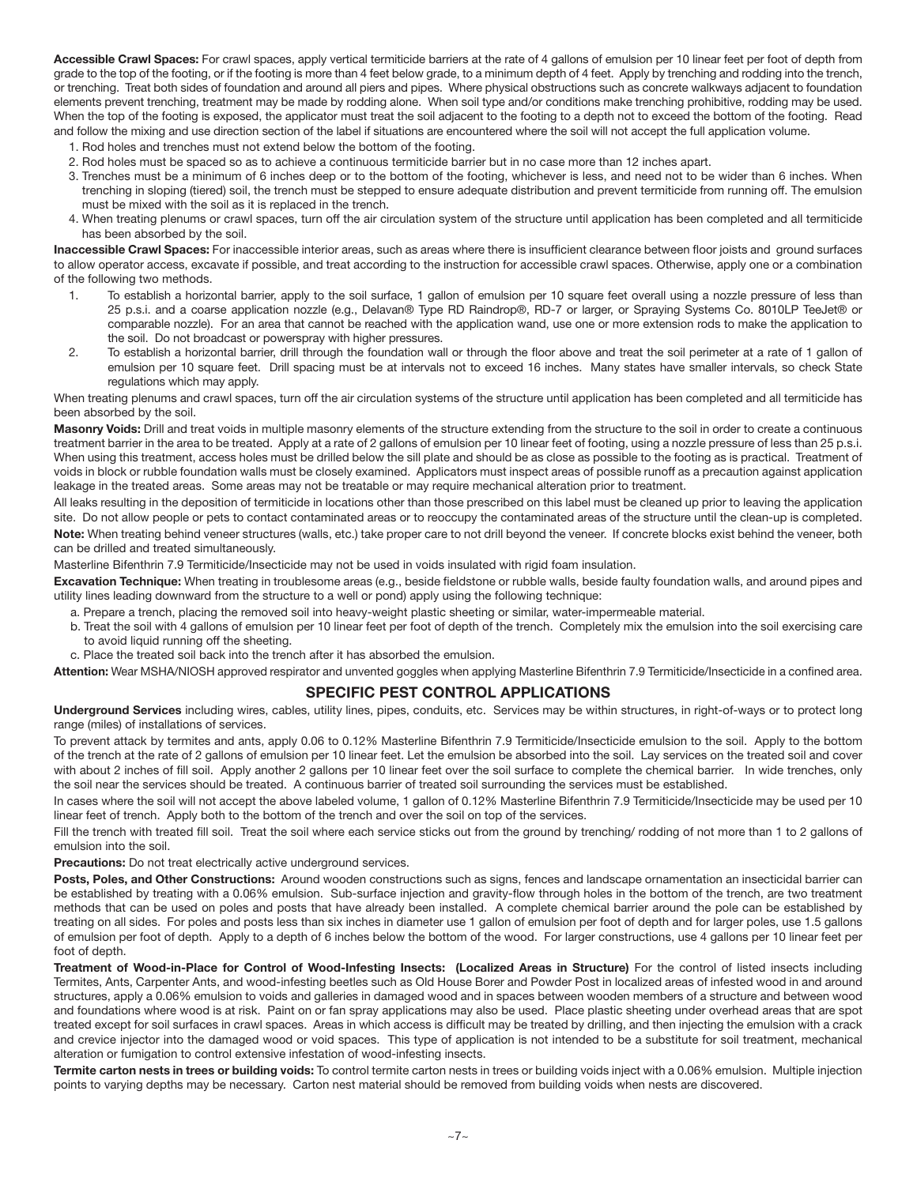**Accessible Crawl Spaces:** For crawl spaces, apply vertical termiticide barriers at the rate of 4 gallons of emulsion per 10 linear feet per foot of depth from grade to the top of the footing, or if the footing is more than 4 feet below grade, to a minimum depth of 4 feet. Apply by trenching and rodding into the trench, or trenching. Treat both sides of foundation and around all piers and pipes. Where physical obstructions such as concrete walkways adjacent to foundation elements prevent trenching, treatment may be made by rodding alone. When soil type and/or conditions make trenching prohibitive, rodding may be used. When the top of the footing is exposed, the applicator must treat the soil adjacent to the footing to a depth not to exceed the bottom of the footing. Read and follow the mixing and use direction section of the label if situations are encountered where the soil will not accept the full application volume.

1. Rod holes and trenches must not extend below the bottom of the footing.
2. Rod holes must be spaced so as to achieve a continuous termiticide barrier but in no case more than 12 inches apart.
3. Trenches must be a minimum of 6 inches deep or to the bottom of the footing, whichever is less, and need not to be wider than 6 inches. When trenching in sloping (tiered) soil, the trench must be stepped to ensure adequate distribution and prevent termiticide from running off. The emulsion must be mixed with the soil as it is replaced in the trench.
4. When treating plenums or crawl spaces, turn off the air circulation system of the structure until application has been completed and all termiticide has been absorbed by the soil.

**Inaccessible Crawl Spaces:** For inaccessible interior areas, such as areas where there is insufficient clearance between floor joists and ground surfaces to allow operator access, excavate if possible, and treat according to the instruction for accessible crawl spaces. Otherwise, apply one or a combination of the following two methods.

1. To establish a horizontal barrier, apply to the soil surface, 1 gallon of emulsion per 10 square feet overall using a nozzle pressure of less than 25 p.s.i. and a coarse application nozzle (e.g., Delavan® Type RD Raindrop®, RD-7 or larger, or Spraying Systems Co. 8010LP TeeJet® or comparable nozzle). For an area that cannot be reached with the application wand, use one or more extension rods to make the application to the soil. Do not broadcast or powerspray with higher pressures.
2. To establish a horizontal barrier, drill through the foundation wall or through the floor above and treat the soil perimeter at a rate of 1 gallon of emulsion per 10 square feet. Drill spacing must be at intervals not to exceed 16 inches. Many states have smaller intervals, so check State regulations which may apply.

When treating plenums and crawl spaces, turn off the air circulation systems of the structure until application has been completed and all termiticide has been absorbed by the soil.

**Masonry Voids:** Drill and treat voids in multiple masonry elements of the structure extending from the structure to the soil in order to create a continuous treatment barrier in the area to be treated. Apply at a rate of 2 gallons of emulsion per 10 linear feet of footing, using a nozzle pressure of less than 25 p.s.i. When using this treatment, access holes must be drilled below the sill plate and should be as close as possible to the footing as is practical. Treatment of voids in block or rubble foundation walls must be closely examined. Applicators must inspect areas of possible runoff as a precaution against application leakage in the treated areas. Some areas may not be treatable or may require mechanical alteration prior to treatment.

All leaks resulting in the deposition of termiticide in locations other than those prescribed on this label must be cleaned up prior to leaving the application site. Do not allow people or pets to contact contaminated areas or to reoccupy the contaminated areas of the structure until the clean-up is completed.

**Note:** When treating behind veneer structures (walls, etc.) take proper care to not drill beyond the veneer. If concrete blocks exist behind the veneer, both can be drilled and treated simultaneously.

Masterline Bifenthrin 7.9 Termiticide/Insecticide may not be used in voids insulated with rigid foam insulation.

**Excavation Technique:** When treating in troublesome areas (e.g., beside fieldstone or rubble walls, beside faulty foundation walls, and around pipes and utility lines leading downward from the structure to a well or pond) apply using the following technique:

a. Prepare a trench, placing the removed soil into heavy-weight plastic sheeting or similar, water-impermeable material.
b. Treat the soil with 4 gallons of emulsion per 10 linear feet per foot of depth of the trench. Completely mix the emulsion into the soil exercising care to avoid liquid running off the sheeting.
c. Place the treated soil back into the trench after it has absorbed the emulsion.

**Attention:** Wear MSHA/NIOSH approved respirator and unvented goggles when applying Masterline Bifenthrin 7.9 Termiticide/Insecticide in a confined area.

## SPECIFIC PEST CONTROL APPLICATIONS

**Underground Services** including wires, cables, utility lines, pipes, conduits, etc. Services may be within structures, in right-of-ways or to protect long range (miles) of installations of services.

To prevent attack by termites and ants, apply 0.06 to 0.12% Masterline Bifenthrin 7.9 Termiticide/Insecticide emulsion to the soil. Apply to the bottom of the trench at the rate of 2 gallons of emulsion per 10 linear feet. Let the emulsion be absorbed into the soil. Lay services on the treated soil and cover with about 2 inches of fill soil. Apply another 2 gallons per 10 linear feet over the soil surface to complete the chemical barrier. In wide trenches, only the soil near the services should be treated. A continuous barrier of treated soil surrounding the services must be established.

In cases where the soil will not accept the above labeled volume, 1 gallon of 0.12% Masterline Bifenthrin 7.9 Termiticide/Insecticide may be used per 10 linear feet of trench. Apply both to the bottom of the trench and over the soil on top of the services.

Fill the trench with treated fill soil. Treat the soil where each service sticks out from the ground by trenching/ rodding of not more than 1 to 2 gallons of emulsion into the soil.

**Precautions:** Do not treat electrically active underground services.

**Posts, Poles, and Other Constructions:** Around wooden constructions such as signs, fences and landscape ornamentation an insecticidal barrier can be established by treating with a 0.06% emulsion. Sub-surface injection and gravity-flow through holes in the bottom of the trench, are two treatment methods that can be used on poles and posts that have already been installed. A complete chemical barrier around the pole can be established by treating on all sides. For poles and posts less than six inches in diameter use 1 gallon of emulsion per foot of depth and for larger poles, use 1.5 gallons of emulsion per foot of depth. Apply to a depth of 6 inches below the bottom of the wood. For larger constructions, use 4 gallons per 10 linear feet per foot of depth.

**Treatment of Wood-in-Place for Control of Wood-Infesting Insects: (Localized Areas in Structure)** For the control of listed insects including Termites, Ants, Carpenter Ants, and wood-infesting beetles such as Old House Borer and Powder Post in localized areas of infested wood in and around structures, apply a 0.06% emulsion to voids and galleries in damaged wood and in spaces between wooden members of a structure and between wood and foundations where wood is at risk. Paint on or fan spray applications may also be used. Place plastic sheeting under overhead areas that are spot treated except for soil surfaces in crawl spaces. Areas in which access is difficult may be treated by drilling, and then injecting the emulsion with a crack and crevice injector into the damaged wood or void spaces. This type of application is not intended to be a substitute for soil treatment, mechanical alteration or fumigation to control extensive infestation of wood-infesting insects.

**Termite carton nests in trees or building voids:** To control termite carton nests in trees or building voids inject with a 0.06% emulsion. Multiple injection points to varying depths may be necessary. Carton nest material should be removed from building voids when nests are discovered.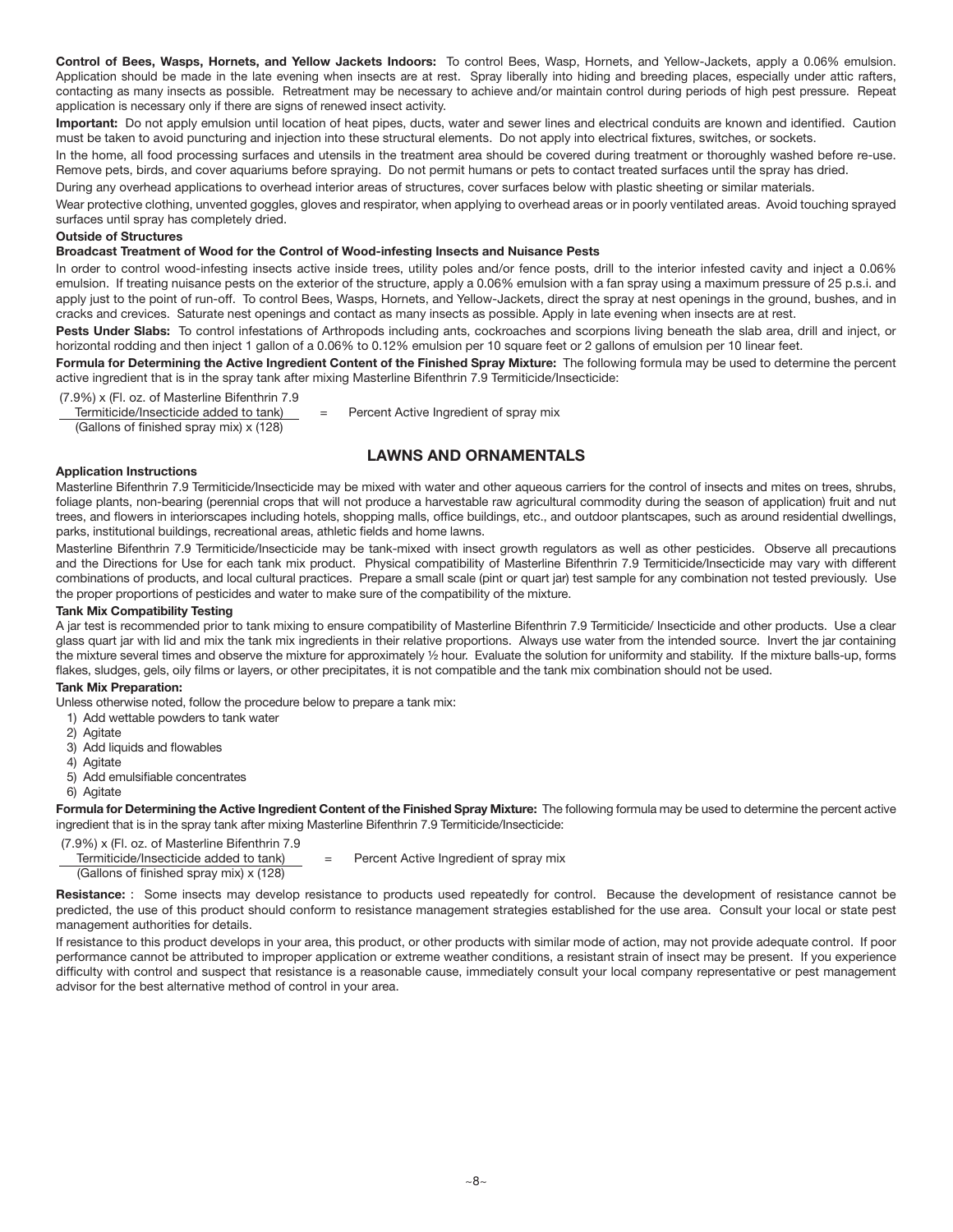**Control of Bees, Wasps, Hornets, and Yellow Jackets Indoors:** To control Bees, Wasp, Hornets, and Yellow-Jackets, apply a 0.06% emulsion. Application should be made in the late evening when insects are at rest. Spray liberally into hiding and breeding places, especially under attic rafters, contacting as many insects as possible. Retreatment may be necessary to achieve and/or maintain control during periods of high pest pressure. Repeat application is necessary only if there are signs of renewed insect activity.

**Important:** Do not apply emulsion until location of heat pipes, ducts, water and sewer lines and electrical conduits are known and identified. Caution must be taken to avoid puncturing and injection into these structural elements. Do not apply into electrical fixtures, switches, or sockets.

In the home, all food processing surfaces and utensils in the treatment area should be covered during treatment or thoroughly washed before re-use. Remove pets, birds, and cover aquariums before spraying. Do not permit humans or pets to contact treated surfaces until the spray has dried.

During any overhead applications to overhead interior areas of structures, cover surfaces below with plastic sheeting or similar materials.

Wear protective clothing, unvented goggles, gloves and respirator, when applying to overhead areas or in poorly ventilated areas. Avoid touching sprayed surfaces until spray has completely dried.

**Outside of Structures**

**Broadcast Treatment of Wood for the Control of Wood-infesting Insects and Nuisance Pests**

In order to control wood-infesting insects active inside trees, utility poles and/or fence posts, drill to the interior infested cavity and inject a 0.06% emulsion. If treating nuisance pests on the exterior of the structure, apply a 0.06% emulsion with a fan spray using a maximum pressure of 25 p.s.i. and apply just to the point of run-off. To control Bees, Wasps, Hornets, and Yellow-Jackets, direct the spray at nest openings in the ground, bushes, and in cracks and crevices. Saturate nest openings and contact as many insects as possible. Apply in late evening when insects are at rest.

**Pests Under Slabs:** To control infestations of Arthropods including ants, cockroaches and scorpions living beneath the slab area, drill and inject, or horizontal rodding and then inject 1 gallon of a 0.06% to 0.12% emulsion per 10 square feet or 2 gallons of emulsion per 10 linear feet.

**Formula for Determining the Active Ingredient Content of the Finished Spray Mixture:** The following formula may be used to determine the percent active ingredient that is in the spray tank after mixing Masterline Bifenthrin 7.9 Termiticide/Insecticide:

$$\frac{(7.9\%) \times (\text{Fl. oz. of Masterline Bifenthrin 7.9 Termiticide/Insecticide added to tank})}{(\text{Gallons of finished spray mix}) \times (128)} = \text{Percent Active Ingredient of spray mix}$$

## LAWNS AND ORNAMENTALS

**Application Instructions**

Masterline Bifenthrin 7.9 Termiticide/Insecticide may be mixed with water and other aqueous carriers for the control of insects and mites on trees, shrubs, foliage plants, non-bearing (perennial crops that will not produce a harvestable raw agricultural commodity during the season of application) fruit and nut trees, and flowers in interiorscapes including hotels, shopping malls, office buildings, etc., and outdoor plantscapes, such as around residential dwellings, parks, institutional buildings, recreational areas, athletic fields and home lawns.

Masterline Bifenthrin 7.9 Termiticide/Insecticide may be tank-mixed with insect growth regulators as well as other pesticides. Observe all precautions and the Directions for Use for each tank mix product. Physical compatibility of Masterline Bifenthrin 7.9 Termiticide/Insecticide may vary with different combinations of products, and local cultural practices. Prepare a small scale (pint or quart jar) test sample for any combination not tested previously. Use the proper proportions of pesticides and water to make sure of the compatibility of the mixture.

**Tank Mix Compatibility Testing**

A jar test is recommended prior to tank mixing to ensure compatibility of Masterline Bifenthrin 7.9 Termiticide/ Insecticide and other products. Use a clear glass quart jar with lid and mix the tank mix ingredients in their relative proportions. Always use water from the intended source. Invert the jar containing the mixture several times and observe the mixture for approximately ½ hour. Evaluate the solution for uniformity and stability. If the mixture balls-up, forms flakes, sludges, gels, oily films or layers, or other precipitates, it is not compatible and the tank mix combination should not be used.

**Tank Mix Preparation:**

Unless otherwise noted, follow the procedure below to prepare a tank mix:

1) Add wettable powders to tank water
2) Agitate
3) Add liquids and flowables
4) Agitate
5) Add emulsifiable concentrates
6) Agitate

**Formula for Determining the Active Ingredient Content of the Finished Spray Mixture:** The following formula may be used to determine the percent active ingredient that is in the spray tank after mixing Masterline Bifenthrin 7.9 Termiticide/Insecticide:

$$\frac{(7.9\%) \times (\text{Fl. oz. of Masterline Bifenthrin 7.9 Termiticide/Insecticide added to tank})}{(\text{Gallons of finished spray mix}) \times (128)} = \text{Percent Active Ingredient of spray mix}$$

**Resistance:** : Some insects may develop resistance to products used repeatedly for control. Because the development of resistance cannot be predicted, the use of this product should conform to resistance management strategies established for the use area. Consult your local or state pest management authorities for details.

If resistance to this product develops in your area, this product, or other products with similar mode of action, may not provide adequate control. If poor performance cannot be attributed to improper application or extreme weather conditions, a resistant strain of insect may be present. If you experience difficulty with control and suspect that resistance is a reasonable cause, immediately consult your local company representative or pest management advisor for the best alternative method of control in your area.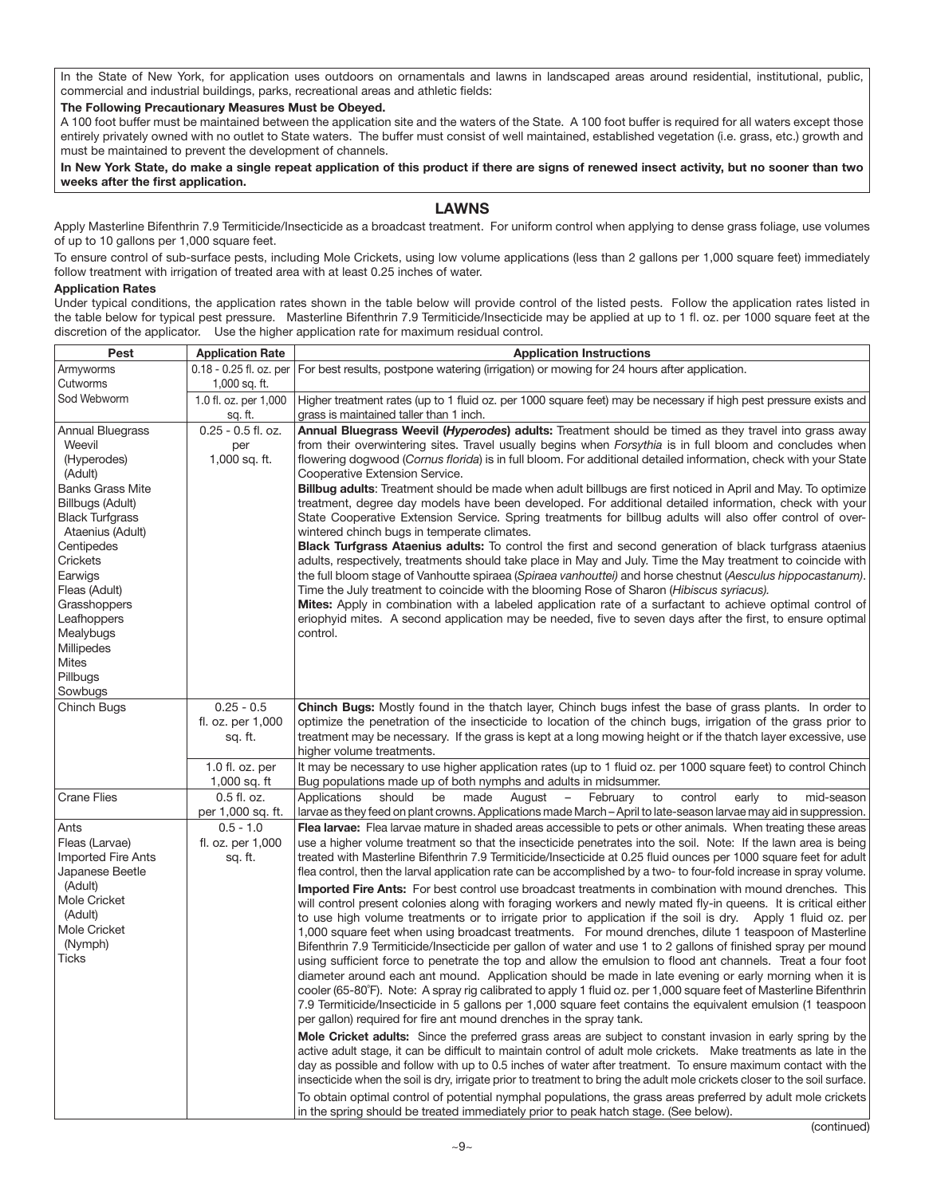In the State of New York, for application uses outdoors on ornamentals and lawns in landscaped areas around residential, institutional, public, commercial and industrial buildings, parks, recreational areas and athletic fields:

**The Following Precautionary Measures Must be Obeyed.**

A 100 foot buffer must be maintained between the application site and the waters of the State. A 100 foot buffer is required for all waters except those entirely privately owned with no outlet to State waters. The buffer must consist of well maintained, established vegetation (i.e. grass, etc.) growth and must be maintained to prevent the development of channels.

**In New York State, do make a single repeat application of this product if there are signs of renewed insect activity, but no sooner than two weeks after the first application.**

## LAWNS

Apply Masterline Bifenthrin 7.9 Termiticide/Insecticide as a broadcast treatment. For uniform control when applying to dense grass foliage, use volumes of up to 10 gallons per 1,000 square feet.

To ensure control of sub-surface pests, including Mole Crickets, using low volume applications (less than 2 gallons per 1,000 square feet) immediately follow treatment with irrigation of treated area with at least 0.25 inches of water.

**Application Rates**

Under typical conditions, the application rates shown in the table below will provide control of the listed pests. Follow the application rates listed in the table below for typical pest pressure. Masterline Bifenthrin 7.9 Termiticide/Insecticide may be applied at up to 1 fl. oz. per 1000 square feet at the discretion of the applicator. Use the higher application rate for maximum residual control.

| Pest | Application Rate | Application Instructions |
|---|---|---|
| Armyworms<br>Cutworms<br>Sod Webworm | 0.18 - 0.25 fl. oz. per 1,000 sq. ft. | For best results, postpone watering (irrigation) or mowing for 24 hours after application. |
| | 1.0 fl. oz. per 1,000 sq. ft. | Higher treatment rates (up to 1 fluid oz. per 1000 square feet) may be necessary if high pest pressure exists and grass is maintained taller than 1 inch. |
| Annual Bluegrass Weevil (Hyperodes) (Adult)<br>Banks Grass Mite<br>Billbugs (Adult)<br>Black Turfgrass Ataenius (Adult)<br>Centipedes<br>Crickets<br>Earwigs<br>Fleas (Adult)<br>Grasshoppers<br>Leafhoppers<br>Mealybugs<br>Millipedes<br>Mites<br>Pillbugs<br>Sowbugs | 0.25 - 0.5 fl. oz. per 1,000 sq. ft. | **Annual Bluegrass Weevil (*Hyperodes*) adults:** Treatment should be timed as they travel into grass away from their overwintering sites. Travel usually begins when *Forsythia* is in full bloom and concludes when flowering dogwood (*Cornus florida*) is in full bloom. For additional detailed information, check with your State Cooperative Extension Service.<br>**Billbug adults**: Treatment should be made when adult billbugs are first noticed in April and May. To optimize treatment, degree day models have been developed. For additional detailed information, check with your State Cooperative Extension Service. Spring treatments for billbug adults will also offer control of over-wintered chinch bugs in temperate climates.<br>**Black Turfgrass Ataenius adults:** To control the first and second generation of black turfgrass ataenius adults, respectively, treatments should take place in May and July. Time the May treatment to coincide with the full bloom stage of Vanhoutte spiraea (*Spiraea vanhouttei)* and horse chestnut (*Aesculus hippocastanum)*. Time the July treatment to coincide with the blooming Rose of Sharon (*Hibiscus syriacus).*<br>**Mites:** Apply in combination with a labeled application rate of a surfactant to achieve optimal control of eriophyid mites. A second application may be needed, five to seven days after the first, to ensure optimal control. |
| Chinch Bugs | 0.25 - 0.5 fl. oz. per 1,000 sq. ft. | **Chinch Bugs:** Mostly found in the thatch layer, Chinch bugs infest the base of grass plants. In order to optimize the penetration of the insecticide to location of the chinch bugs, irrigation of the grass prior to treatment may be necessary. If the grass is kept at a long mowing height or if the thatch layer excessive, use higher volume treatments. |
| | 1.0 fl. oz. per 1,000 sq. ft | It may be necessary to use higher application rates (up to 1 fluid oz. per 1000 square feet) to control Chinch Bug populations made up of both nymphs and adults in midsummer. |
| Crane Flies | 0.5 fl. oz. per 1,000 sq. ft. | Applications should be made August – February to control early to mid-season larvae as they feed on plant crowns. Applications made March – April to late-season larvae may aid in suppression. |
| Ants<br>Fleas (Larvae)<br>Imported Fire Ants<br>Japanese Beetle (Adult)<br>Mole Cricket (Adult)<br>Mole Cricket (Nymph)<br>Ticks | 0.5 - 1.0 fl. oz. per 1,000 sq. ft. | **Flea larvae:** Flea larvae mature in shaded areas accessible to pets or other animals. When treating these areas use a higher volume treatment so that the insecticide penetrates into the soil. Note: If the lawn area is being treated with Masterline Bifenthrin 7.9 Termiticide/Insecticide at 0.25 fluid ounces per 1000 square feet for adult flea control, then the larval application rate can be accomplished by a two- to four-fold increase in spray volume.<br>**Imported Fire Ants:** For best control use broadcast treatments in combination with mound drenches. This will control present colonies along with foraging workers and newly mated fly-in queens. It is critical either to use high volume treatments or to irrigate prior to application if the soil is dry. Apply 1 fluid oz. per 1,000 square feet when using broadcast treatments. For mound drenches, dilute 1 teaspoon of Masterline Bifenthrin 7.9 Termiticide/Insecticide per gallon of water and use 1 to 2 gallons of finished spray per mound using sufficient force to penetrate the top and allow the emulsion to flood ant channels. Treat a four foot diameter around each ant mound. Application should be made in late evening or early morning when it is cooler (65-80˚F). Note: A spray rig calibrated to apply 1 fluid oz. per 1,000 square feet of Masterline Bifenthrin 7.9 Termiticide/Insecticide in 5 gallons per 1,000 square feet contains the equivalent emulsion (1 teaspoon per gallon) required for fire ant mound drenches in the spray tank.<br>**Mole Cricket adults:** Since the preferred grass areas are subject to constant invasion in early spring by the active adult stage, it can be difficult to maintain control of adult mole crickets. Make treatments as late in the day as possible and follow with up to 0.5 inches of water after treatment. To ensure maximum contact with the insecticide when the soil is dry, irrigate prior to treatment to bring the adult mole crickets closer to the soil surface.<br>To obtain optimal control of potential nymphal populations, the grass areas preferred by adult mole crickets in the spring should be treated immediately prior to peak hatch stage. (See below). |

(continued)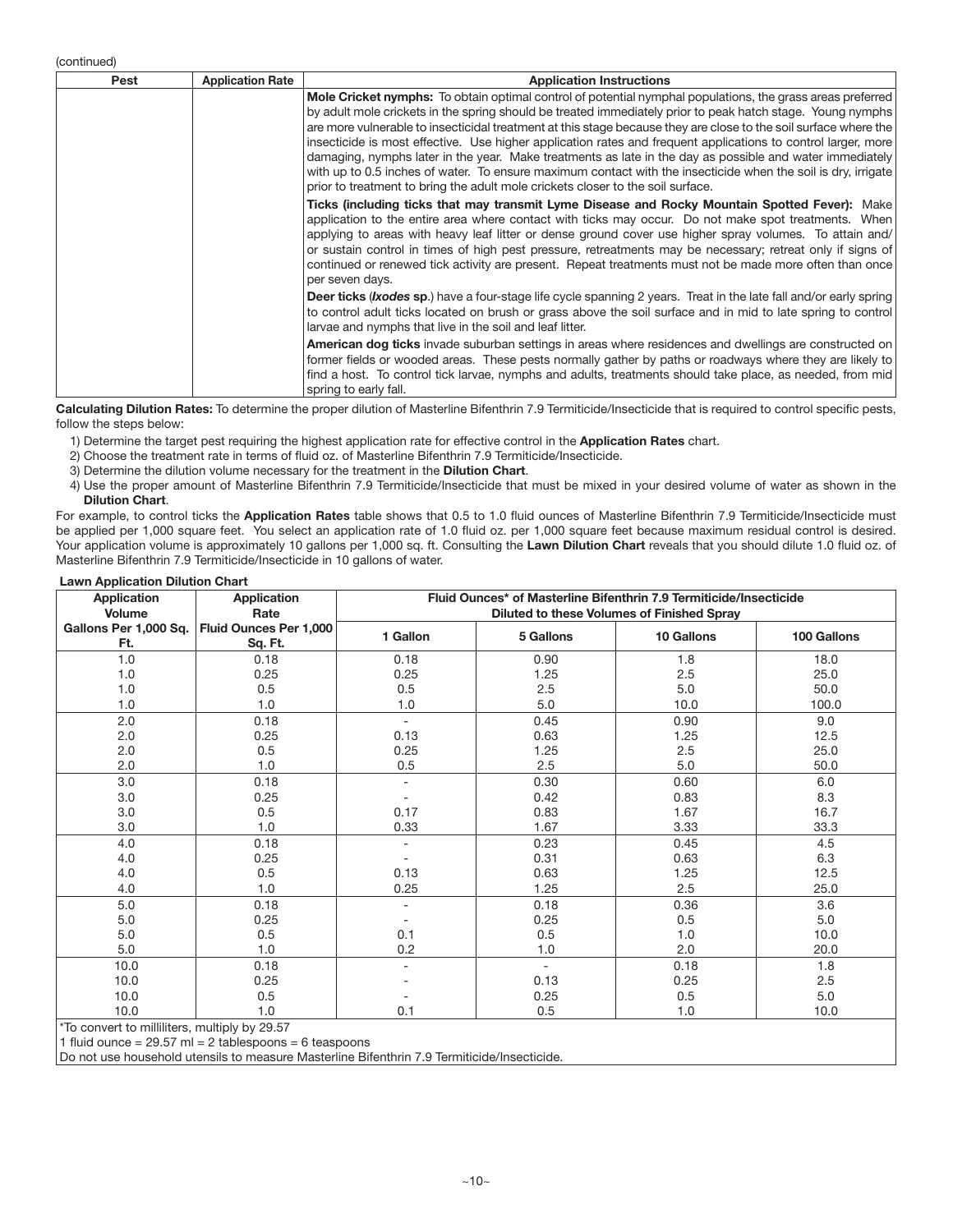(continued)

| Pest | Application Rate | Application Instructions |
| --- | --- | --- |
| | | **Mole Cricket nymphs:** To obtain optimal control of potential nymphal populations, the grass areas preferred by adult mole crickets in the spring should be treated immediately prior to peak hatch stage. Young nymphs are more vulnerable to insecticidal treatment at this stage because they are close to the soil surface where the insecticide is most effective. Use higher application rates and frequent applications to control larger, more damaging, nymphs later in the year. Make treatments as late in the day as possible and water immediately with up to 0.5 inches of water. To ensure maximum contact with the insecticide when the soil is dry, irrigate prior to treatment to bring the adult mole crickets closer to the soil surface.<br><br>**Ticks (including ticks that may transmit Lyme Disease and Rocky Mountain Spotted Fever):** Make application to the entire area where contact with ticks may occur. Do not make spot treatments. When applying to areas with heavy leaf litter or dense ground cover use higher spray volumes. To attain and/or sustain control in times of high pest pressure, retreatments may be necessary; retreat only if signs of continued or renewed tick activity are present. Repeat treatments must not be made more often than once per seven days.<br><br>**Deer ticks (*Ixodes* sp.)** have a four-stage life cycle spanning 2 years. Treat in the late fall and/or early spring to control adult ticks located on brush or grass above the soil surface and in mid to late spring to control larvae and nymphs that live in the soil and leaf litter.<br><br>**American dog ticks** invade suburban settings in areas where residences and dwellings are constructed on former fields or wooded areas. These pests normally gather by paths or roadways where they are likely to find a host. To control tick larvae, nymphs and adults, treatments should take place, as needed, from mid spring to early fall. |

**Calculating Dilution Rates:** To determine the proper dilution of Masterline Bifenthrin 7.9 Termiticide/Insecticide that is required to control specific pests, follow the steps below:

1) Determine the target pest requiring the highest application rate for effective control in the **Application Rates** chart.
2) Choose the treatment rate in terms of fluid oz. of Masterline Bifenthrin 7.9 Termiticide/Insecticide.
3) Determine the dilution volume necessary for the treatment in the **Dilution Chart**.
4) Use the proper amount of Masterline Bifenthrin 7.9 Termiticide/Insecticide that must be mixed in your desired volume of water as shown in the **Dilution Chart**.

For example, to control ticks the **Application Rates** table shows that 0.5 to 1.0 fluid ounces of Masterline Bifenthrin 7.9 Termiticide/Insecticide must be applied per 1,000 square feet. You select an application rate of 1.0 fluid oz. per 1,000 square feet because maximum residual control is desired. Your application volume is approximately 10 gallons per 1,000 sq. ft. Consulting the **Lawn Dilution Chart** reveals that you should dilute 1.0 fluid oz. of Masterline Bifenthrin 7.9 Termiticide/Insecticide in 10 gallons of water.

**Lawn Application Dilution Chart**

| Application Volume | Application Rate | Fluid Ounces* of Masterline Bifenthrin 7.9 Termiticide/Insecticide Diluted to these Volumes of Finished Spray | | | |
| --- | --- | --- | --- | --- | --- |
| Gallons Per 1,000 Sq. Ft. | Fluid Ounces Per 1,000 Sq. Ft. | 1 Gallon | 5 Gallons | 10 Gallons | 100 Gallons |
| 1.0 | 0.18 | 0.18 | 0.90 | 1.8 | 18.0 |
| 1.0 | 0.25 | 0.25 | 1.25 | 2.5 | 25.0 |
| 1.0 | 0.5 | 0.5 | 2.5 | 5.0 | 50.0 |
| 1.0 | 1.0 | 1.0 | 5.0 | 10.0 | 100.0 |
| 2.0 | 0.18 | - | 0.45 | 0.90 | 9.0 |
| 2.0 | 0.25 | 0.13 | 0.63 | 1.25 | 12.5 |
| 2.0 | 0.5 | 0.25 | 1.25 | 2.5 | 25.0 |
| 2.0 | 1.0 | 0.5 | 2.5 | 5.0 | 50.0 |
| 3.0 | 0.18 | - | 0.30 | 0.60 | 6.0 |
| 3.0 | 0.25 | - | 0.42 | 0.83 | 8.3 |
| 3.0 | 0.5 | 0.17 | 0.83 | 1.67 | 16.7 |
| 3.0 | 1.0 | 0.33 | 1.67 | 3.33 | 33.3 |
| 4.0 | 0.18 | - | 0.23 | 0.45 | 4.5 |
| 4.0 | 0.25 | - | 0.31 | 0.63 | 6.3 |
| 4.0 | 0.5 | 0.13 | 0.63 | 1.25 | 12.5 |
| 4.0 | 1.0 | 0.25 | 1.25 | 2.5 | 25.0 |
| 5.0 | 0.18 | - | 0.18 | 0.36 | 3.6 |
| 5.0 | 0.25 | - | 0.25 | 0.5 | 5.0 |
| 5.0 | 0.5 | 0.1 | 0.5 | 1.0 | 10.0 |
| 5.0 | 1.0 | 0.2 | 1.0 | 2.0 | 20.0 |
| 10.0 | 0.18 | - | - | 0.18 | 1.8 |
| 10.0 | 0.25 | - | 0.13 | 0.25 | 2.5 |
| 10.0 | 0.5 | - | 0.25 | 0.5 | 5.0 |
| 10.0 | 1.0 | 0.1 | 0.5 | 1.0 | 10.0 |

*To convert to milliliters, multiply by 29.57

1 fluid ounce = 29.57 ml = 2 tablespoons = 6 teaspoons

Do not use household utensils to measure Masterline Bifenthrin 7.9 Termiticide/Insecticide.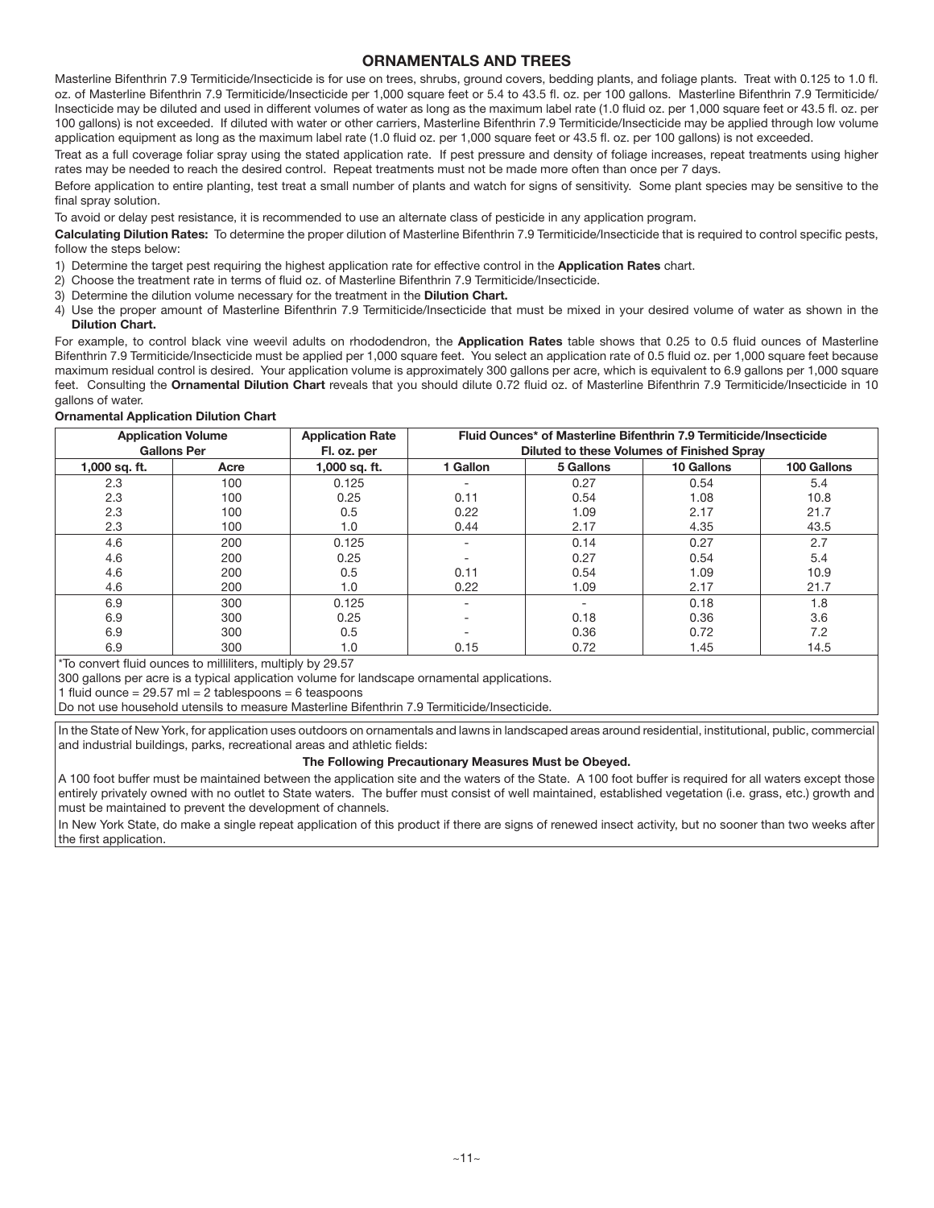## ORNAMENTALS AND TREES

Masterline Bifenthrin 7.9 Termiticide/Insecticide is for use on trees, shrubs, ground covers, bedding plants, and foliage plants. Treat with 0.125 to 1.0 fl. oz. of Masterline Bifenthrin 7.9 Termiticide/Insecticide per 1,000 square feet or 5.4 to 43.5 fl. oz. per 100 gallons. Masterline Bifenthrin 7.9 Termiticide/Insecticide may be diluted and used in different volumes of water as long as the maximum label rate (1.0 fluid oz. per 1,000 square feet or 43.5 fl. oz. per 100 gallons) is not exceeded. If diluted with water or other carriers, Masterline Bifenthrin 7.9 Termiticide/Insecticide may be applied through low volume application equipment as long as the maximum label rate (1.0 fluid oz. per 1,000 square feet or 43.5 fl. oz. per 100 gallons) is not exceeded.

Treat as a full coverage foliar spray using the stated application rate. If pest pressure and density of foliage increases, repeat treatments using higher rates may be needed to reach the desired control. Repeat treatments must not be made more often than once per 7 days.

Before application to entire planting, test treat a small number of plants and watch for signs of sensitivity. Some plant species may be sensitive to the final spray solution.

To avoid or delay pest resistance, it is recommended to use an alternate class of pesticide in any application program.

**Calculating Dilution Rates:** To determine the proper dilution of Masterline Bifenthrin 7.9 Termiticide/Insecticide that is required to control specific pests, follow the steps below:

1) Determine the target pest requiring the highest application rate for effective control in the **Application Rates** chart.
2) Choose the treatment rate in terms of fluid oz. of Masterline Bifenthrin 7.9 Termiticide/Insecticide.
3) Determine the dilution volume necessary for the treatment in the **Dilution Chart.**
4) Use the proper amount of Masterline Bifenthrin 7.9 Termiticide/Insecticide that must be mixed in your desired volume of water as shown in the **Dilution Chart.**

For example, to control black vine weevil adults on rhododendron, the **Application Rates** table shows that 0.25 to 0.5 fluid ounces of Masterline Bifenthrin 7.9 Termiticide/Insecticide must be applied per 1,000 square feet. You select an application rate of 0.5 fluid oz. per 1,000 square feet because maximum residual control is desired. Your application volume is approximately 300 gallons per acre, which is equivalent to 6.9 gallons per 1,000 square feet. Consulting the **Ornamental Dilution Chart** reveals that you should dilute 0.72 fluid oz. of Masterline Bifenthrin 7.9 Termiticide/Insecticide in 10 gallons of water.

**Ornamental Application Dilution Chart**

| Application Volume Gallons Per | | Application Rate Fl. oz. per | Fluid Ounces* of Masterline Bifenthrin 7.9 Termiticide/Insecticide Diluted to these Volumes of Finished Spray | | | |
|---|---|---|---|---|---|---|
| 1,000 sq. ft. | Acre | 1,000 sq. ft. | 1 Gallon | 5 Gallons | 10 Gallons | 100 Gallons |
| 2.3 | 100 | 0.125 | - | 0.27 | 0.54 | 5.4 |
| 2.3 | 100 | 0.25 | 0.11 | 0.54 | 1.08 | 10.8 |
| 2.3 | 100 | 0.5 | 0.22 | 1.09 | 2.17 | 21.7 |
| 2.3 | 100 | 1.0 | 0.44 | 2.17 | 4.35 | 43.5 |
| 4.6 | 200 | 0.125 | - | 0.14 | 0.27 | 2.7 |
| 4.6 | 200 | 0.25 | - | 0.27 | 0.54 | 5.4 |
| 4.6 | 200 | 0.5 | 0.11 | 0.54 | 1.09 | 10.9 |
| 4.6 | 200 | 1.0 | 0.22 | 1.09 | 2.17 | 21.7 |
| 6.9 | 300 | 0.125 | - | - | 0.18 | 1.8 |
| 6.9 | 300 | 0.25 | - | 0.18 | 0.36 | 3.6 |
| 6.9 | 300 | 0.5 | - | 0.36 | 0.72 | 7.2 |
| 6.9 | 300 | 1.0 | 0.15 | 0.72 | 1.45 | 14.5 |

*To convert fluid ounces to milliliters, multiply by 29.57

300 gallons per acre is a typical application volume for landscape ornamental applications.

1 fluid ounce = 29.57 ml = 2 tablespoons = 6 teaspoons

Do not use household utensils to measure Masterline Bifenthrin 7.9 Termiticide/Insecticide.

In the State of New York, for application uses outdoors on ornamentals and lawns in landscaped areas around residential, institutional, public, commercial and industrial buildings, parks, recreational areas and athletic fields:

**The Following Precautionary Measures Must be Obeyed.**

A 100 foot buffer must be maintained between the application site and the waters of the State. A 100 foot buffer is required for all waters except those entirely privately owned with no outlet to State waters. The buffer must consist of well maintained, established vegetation (i.e. grass, etc.) growth and must be maintained to prevent the development of channels.

In New York State, do make a single repeat application of this product if there are signs of renewed insect activity, but no sooner than two weeks after the first application.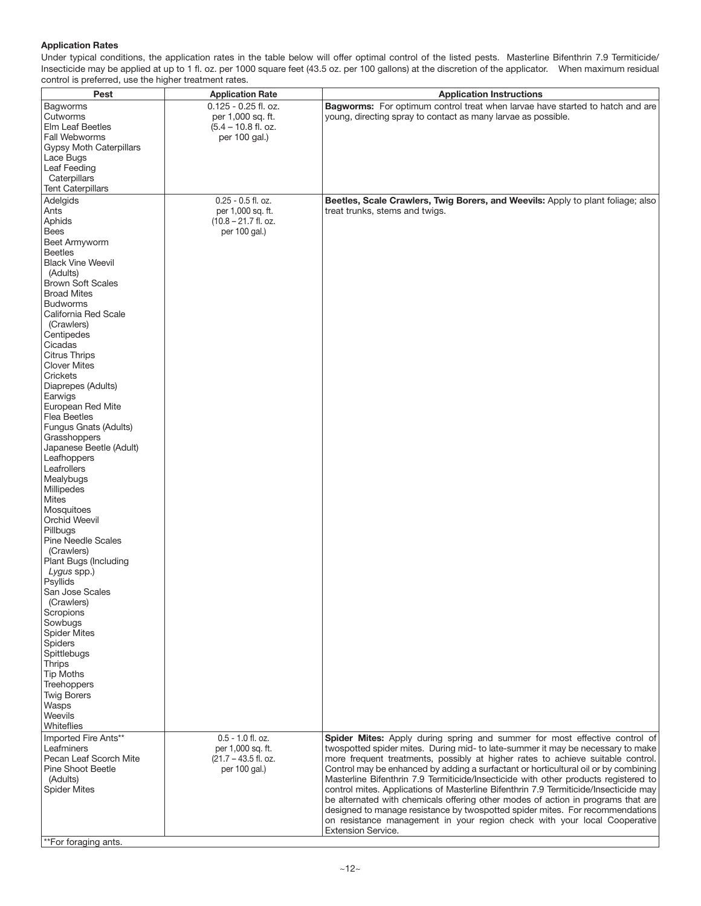**Application Rates**

Under typical conditions, the application rates in the table below will offer optimal control of the listed pests. Masterline Bifenthrin 7.9 Termiticide/ Insecticide may be applied at up to 1 fl. oz. per 1000 square feet (43.5 oz. per 100 gallons) at the discretion of the applicator. When maximum residual control is preferred, use the higher treatment rates.

| Pest | Application Rate | Application Instructions |
|---|---|---|
| Bagworms<br>Cutworms<br>Elm Leaf Beetles<br>Fall Webworms<br>Gypsy Moth Caterpillars<br>Lace Bugs<br>Leaf Feeding Caterpillars<br>Tent Caterpillars | 0.125 - 0.25 fl. oz. per 1,000 sq. ft. (5.4 – 10.8 fl. oz. per 100 gal.) | **Bagworms:** For optimum control treat when larvae have started to hatch and are young, directing spray to contact as many larvae as possible. |
| Adelgids<br>Ants<br>Aphids<br>Bees<br>Beet Armyworm<br>Beetles<br>Black Vine Weevil (Adults)<br>Brown Soft Scales<br>Broad Mites<br>Budworms<br>California Red Scale (Crawlers)<br>Centipedes<br>Cicadas<br>Citrus Thrips<br>Clover Mites<br>Crickets<br>Diaprepes (Adults)<br>Earwigs<br>European Red Mite<br>Flea Beetles<br>Fungus Gnats (Adults)<br>Grasshoppers<br>Japanese Beetle (Adult)<br>Leafhoppers<br>Leafrollers<br>Mealybugs<br>Millipedes<br>Mites<br>Mosquitoes<br>Orchid Weevil<br>Pillbugs<br>Pine Needle Scales (Crawlers)<br>Plant Bugs (Including *Lygus* spp.)<br>Psyllids<br>San Jose Scales (Crawlers)<br>Scropions<br>Sowbugs<br>Spider Mites<br>Spiders<br>Spittlebugs<br>Thrips<br>Tip Moths<br>Treehoppers<br>Twig Borers<br>Wasps<br>Weevils<br>Whiteflies | 0.25 - 0.5 fl. oz. per 1,000 sq. ft. (10.8 – 21.7 fl. oz. per 100 gal.) | **Beetles, Scale Crawlers, Twig Borers, and Weevils:** Apply to plant foliage; also treat trunks, stems and twigs. |
| Imported Fire Ants**<br>Leafminers<br>Pecan Leaf Scorch Mite<br>Pine Shoot Beetle (Adults)<br>Spider Mites | 0.5 - 1.0 fl. oz. per 1,000 sq. ft. (21.7 – 43.5 fl. oz. per 100 gal.) | **Spider Mites:** Apply during spring and summer for most effective control of twospotted spider mites. During mid- to late-summer it may be necessary to make more frequent treatments, possibly at higher rates to achieve suitable control. Control may be enhanced by adding a surfactant or horticultural oil or by combining Masterline Bifenthrin 7.9 Termiticide/Insecticide with other products registered to control mites. Applications of Masterline Bifenthrin 7.9 Termiticide/Insecticide may be alternated with chemicals offering other modes of action in programs that are designed to manage resistance by twospotted spider mites. For recommendations on resistance management in your region check with your local Cooperative Extension Service. |

**For foraging ants.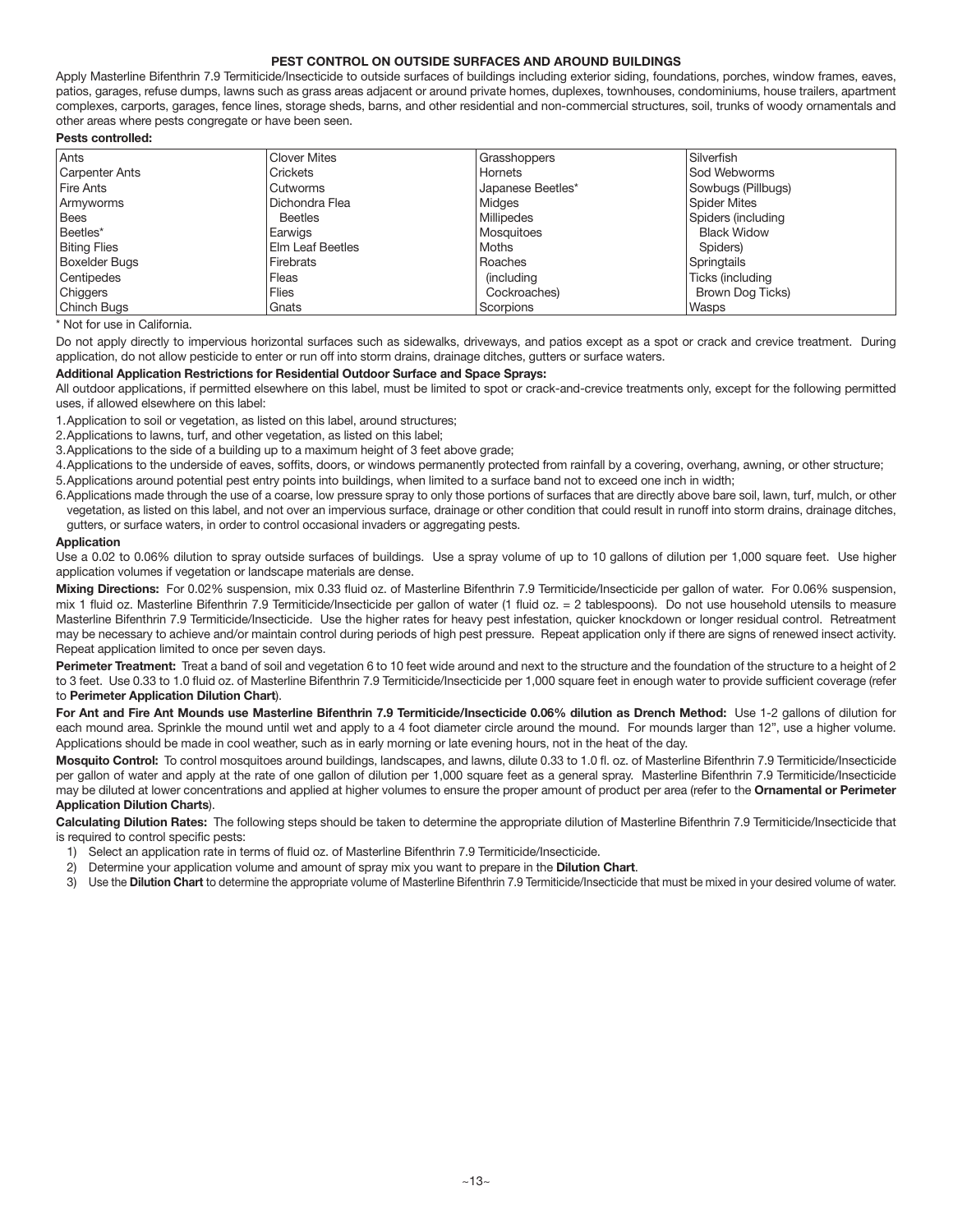## PEST CONTROL ON OUTSIDE SURFACES AND AROUND BUILDINGS

Apply Masterline Bifenthrin 7.9 Termiticide/Insecticide to outside surfaces of buildings including exterior siding, foundations, porches, window frames, eaves, patios, garages, refuse dumps, lawns such as grass areas adjacent or around private homes, duplexes, townhouses, condominiums, house trailers, apartment complexes, carports, garages, fence lines, storage sheds, barns, and other residential and non-commercial structures, soil, trunks of woody ornamentals and other areas where pests congregate or have been seen.

**Pests controlled:**

| | | | |
|---|---|---|---|
| Ants | Clover Mites | Grasshoppers | Silverfish |
| Carpenter Ants | Crickets | Hornets | Sod Webworms |
| Fire Ants | Cutworms | Japanese Beetles* | Sowbugs (Pillbugs) |
| Armyworms | Dichondra Flea Beetles | Midges | Spider Mites |
| Bees | Earwigs | Millipedes | Spiders (including Black Widow Spiders) |
| Beetles* | Elm Leaf Beetles | Mosquitoes | Springtails |
| Biting Flies | Firebrats | Moths | Ticks (including Brown Dog Ticks) |
| Boxelder Bugs | Fleas | Roaches (including Cockroaches) | Wasps |
| Centipedes | Flies | Scorpions | |
| Chiggers | Gnats | | |
| Chinch Bugs | | | |

\* Not for use in California.

Do not apply directly to impervious horizontal surfaces such as sidewalks, driveways, and patios except as a spot or crack and crevice treatment. During application, do not allow pesticide to enter or run off into storm drains, drainage ditches, gutters or surface waters.

**Additional Application Restrictions for Residential Outdoor Surface and Space Sprays:**

All outdoor applications, if permitted elsewhere on this label, must be limited to spot or crack-and-crevice treatments only, except for the following permitted uses, if allowed elsewhere on this label:

1. Application to soil or vegetation, as listed on this label, around structures;
2. Applications to lawns, turf, and other vegetation, as listed on this label;
3. Applications to the side of a building up to a maximum height of 3 feet above grade;
4. Applications to the underside of eaves, soffits, doors, or windows permanently protected from rainfall by a covering, overhang, awning, or other structure;
5. Applications around potential pest entry points into buildings, when limited to a surface band not to exceed one inch in width;
6. Applications made through the use of a coarse, low pressure spray to only those portions of surfaces that are directly above bare soil, lawn, turf, mulch, or other vegetation, as listed on this label, and not over an impervious surface, drainage or other condition that could result in runoff into storm drains, drainage ditches, gutters, or surface waters, in order to control occasional invaders or aggregating pests.

**Application**

Use a 0.02 to 0.06% dilution to spray outside surfaces of buildings. Use a spray volume of up to 10 gallons of dilution per 1,000 square feet. Use higher application volumes if vegetation or landscape materials are dense.

**Mixing Directions:** For 0.02% suspension, mix 0.33 fluid oz. of Masterline Bifenthrin 7.9 Termiticide/Insecticide per gallon of water. For 0.06% suspension, mix 1 fluid oz. Masterline Bifenthrin 7.9 Termiticide/Insecticide per gallon of water (1 fluid oz. = 2 tablespoons). Do not use household utensils to measure Masterline Bifenthrin 7.9 Termiticide/Insecticide. Use the higher rates for heavy pest infestation, quicker knockdown or longer residual control. Retreatment may be necessary to achieve and/or maintain control during periods of high pest pressure. Repeat application only if there are signs of renewed insect activity. Repeat application limited to once per seven days.

**Perimeter Treatment:** Treat a band of soil and vegetation 6 to 10 feet wide around and next to the structure and the foundation of the structure to a height of 2 to 3 feet. Use 0.33 to 1.0 fluid oz. of Masterline Bifenthrin 7.9 Termiticide/Insecticide per 1,000 square feet in enough water to provide sufficient coverage (refer to **Perimeter Application Dilution Chart**).

**For Ant and Fire Ant Mounds use Masterline Bifenthrin 7.9 Termiticide/Insecticide 0.06% dilution as Drench Method:** Use 1-2 gallons of dilution for each mound area. Sprinkle the mound until wet and apply to a 4 foot diameter circle around the mound. For mounds larger than 12", use a higher volume. Applications should be made in cool weather, such as in early morning or late evening hours, not in the heat of the day.

**Mosquito Control:** To control mosquitoes around buildings, landscapes, and lawns, dilute 0.33 to 1.0 fl. oz. of Masterline Bifenthrin 7.9 Termiticide/Insecticide per gallon of water and apply at the rate of one gallon of dilution per 1,000 square feet as a general spray. Masterline Bifenthrin 7.9 Termiticide/Insecticide may be diluted at lower concentrations and applied at higher volumes to ensure the proper amount of product per area (refer to the **Ornamental or Perimeter Application Dilution Charts**).

**Calculating Dilution Rates:** The following steps should be taken to determine the appropriate dilution of Masterline Bifenthrin 7.9 Termiticide/Insecticide that is required to control specific pests:

1) Select an application rate in terms of fluid oz. of Masterline Bifenthrin 7.9 Termiticide/Insecticide.
2) Determine your application volume and amount of spray mix you want to prepare in the **Dilution Chart**.
3) Use the **Dilution Chart** to determine the appropriate volume of Masterline Bifenthrin 7.9 Termiticide/Insecticide that must be mixed in your desired volume of water.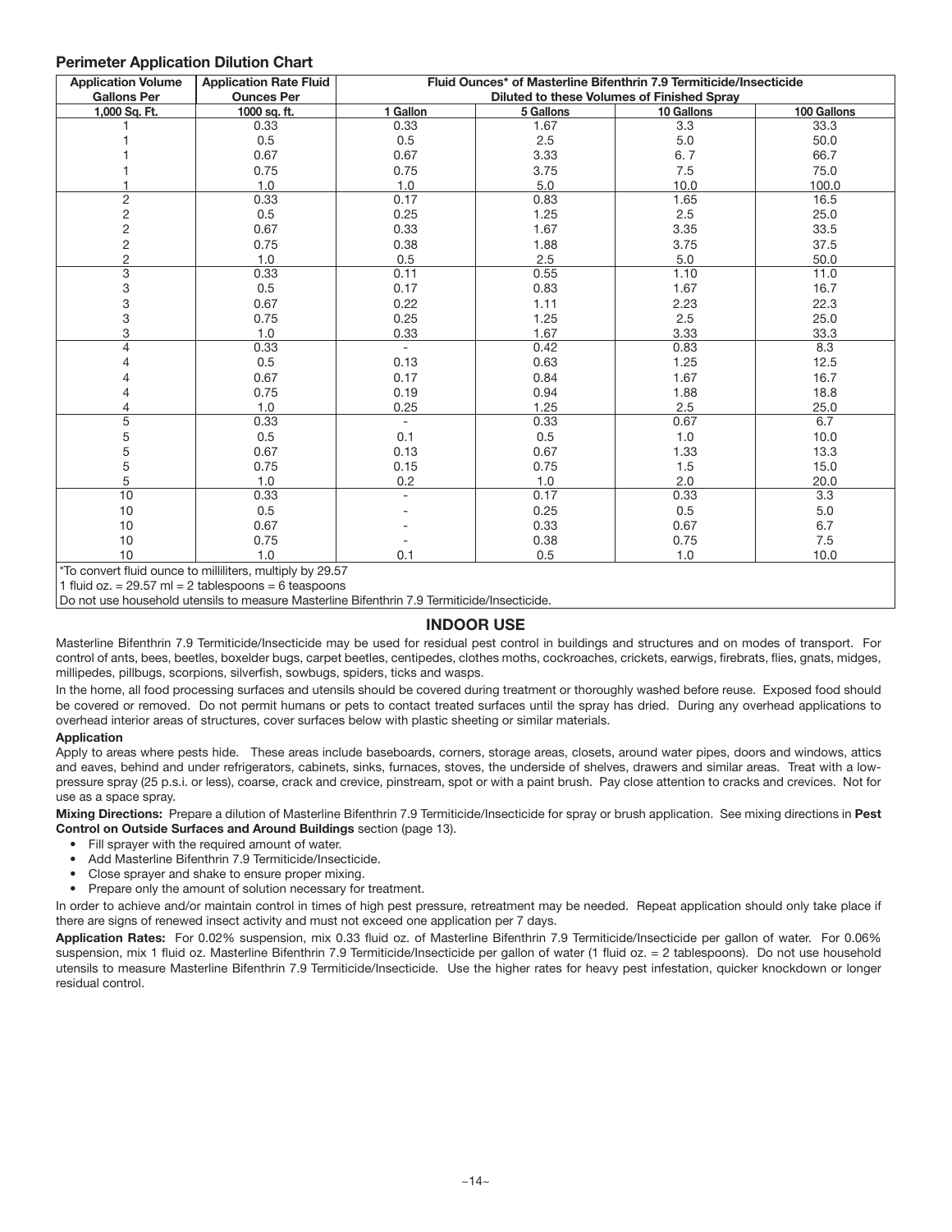## Perimeter Application Dilution Chart

| Application Volume Gallons Per | Application Rate Fluid Ounces Per | Fluid Ounces* of Masterline Bifenthrin 7.9 Termiticide/Insecticide Diluted to these Volumes of Finished Spray | | | |
|---|---|---|---|---|---|
| 1,000 Sq. Ft. | 1000 sq. ft. | 1 Gallon | 5 Gallons | 10 Gallons | 100 Gallons |
| 1 | 0.33 | 0.33 | 1.67 | 3.3 | 33.3 |
| 1 | 0.5 | 0.5 | 2.5 | 5.0 | 50.0 |
| 1 | 0.67 | 0.67 | 3.33 | 6. 7 | 66.7 |
| 1 | 0.75 | 0.75 | 3.75 | 7.5 | 75.0 |
| 1 | 1.0 | 1.0 | 5.0 | 10.0 | 100.0 |
| 2 | 0.33 | 0.17 | 0.83 | 1.65 | 16.5 |
| 2 | 0.5 | 0.25 | 1.25 | 2.5 | 25.0 |
| 2 | 0.67 | 0.33 | 1.67 | 3.35 | 33.5 |
| 2 | 0.75 | 0.38 | 1.88 | 3.75 | 37.5 |
| 2 | 1.0 | 0.5 | 2.5 | 5.0 | 50.0 |
| 3 | 0.33 | 0.11 | 0.55 | 1.10 | 11.0 |
| 3 | 0.5 | 0.17 | 0.83 | 1.67 | 16.7 |
| 3 | 0.67 | 0.22 | 1.11 | 2.23 | 22.3 |
| 3 | 0.75 | 0.25 | 1.25 | 2.5 | 25.0 |
| 3 | 1.0 | 0.33 | 1.67 | 3.33 | 33.3 |
| 4 | 0.33 | - | 0.42 | 0.83 | 8.3 |
| 4 | 0.5 | 0.13 | 0.63 | 1.25 | 12.5 |
| 4 | 0.67 | 0.17 | 0.84 | 1.67 | 16.7 |
| 4 | 0.75 | 0.19 | 0.94 | 1.88 | 18.8 |
| 4 | 1.0 | 0.25 | 1.25 | 2.5 | 25.0 |
| 5 | 0.33 | - | 0.33 | 0.67 | 6.7 |
| 5 | 0.5 | 0.1 | 0.5 | 1.0 | 10.0 |
| 5 | 0.67 | 0.13 | 0.67 | 1.33 | 13.3 |
| 5 | 0.75 | 0.15 | 0.75 | 1.5 | 15.0 |
| 5 | 1.0 | 0.2 | 1.0 | 2.0 | 20.0 |
| 10 | 0.33 | - | 0.17 | 0.33 | 3.3 |
| 10 | 0.5 | - | 0.25 | 0.5 | 5.0 |
| 10 | 0.67 | - | 0.33 | 0.67 | 6.7 |
| 10 | 0.75 | - | 0.38 | 0.75 | 7.5 |
| 10 | 1.0 | 0.1 | 0.5 | 1.0 | 10.0 |

*To convert fluid ounce to milliliters, multiply by 29.57

1 fluid oz. = 29.57 ml = 2 tablespoons = 6 teaspoons

Do not use household utensils to measure Masterline Bifenthrin 7.9 Termiticide/Insecticide.

## INDOOR USE

Masterline Bifenthrin 7.9 Termiticide/Insecticide may be used for residual pest control in buildings and structures and on modes of transport. For control of ants, bees, beetles, boxelder bugs, carpet beetles, centipedes, clothes moths, cockroaches, crickets, earwigs, firebrats, flies, gnats, midges, millipedes, pillbugs, scorpions, silverfish, sowbugs, spiders, ticks and wasps.

In the home, all food processing surfaces and utensils should be covered during treatment or thoroughly washed before reuse. Exposed food should be covered or removed. Do not permit humans or pets to contact treated surfaces until the spray has dried. During any overhead applications to overhead interior areas of structures, cover surfaces below with plastic sheeting or similar materials.

**Application**

Apply to areas where pests hide. These areas include baseboards, corners, storage areas, closets, around water pipes, doors and windows, attics and eaves, behind and under refrigerators, cabinets, sinks, furnaces, stoves, the underside of shelves, drawers and similar areas. Treat with a low-pressure spray (25 p.s.i. or less), coarse, crack and crevice, pinstream, spot or with a paint brush. Pay close attention to cracks and crevices. Not for use as a space spray.

**Mixing Directions:** Prepare a dilution of Masterline Bifenthrin 7.9 Termiticide/Insecticide for spray or brush application. See mixing directions in **Pest Control on Outside Surfaces and Around Buildings** section (page 13).

- Fill sprayer with the required amount of water.
- Add Masterline Bifenthrin 7.9 Termiticide/Insecticide.
- Close sprayer and shake to ensure proper mixing.
- Prepare only the amount of solution necessary for treatment.

In order to achieve and/or maintain control in times of high pest pressure, retreatment may be needed. Repeat application should only take place if there are signs of renewed insect activity and must not exceed one application per 7 days.

**Application Rates:** For 0.02% suspension, mix 0.33 fluid oz. of Masterline Bifenthrin 7.9 Termiticide/Insecticide per gallon of water. For 0.06% suspension, mix 1 fluid oz. Masterline Bifenthrin 7.9 Termiticide/Insecticide per gallon of water (1 fluid oz. = 2 tablespoons). Do not use household utensils to measure Masterline Bifenthrin 7.9 Termiticide/Insecticide. Use the higher rates for heavy pest infestation, quicker knockdown or longer residual control.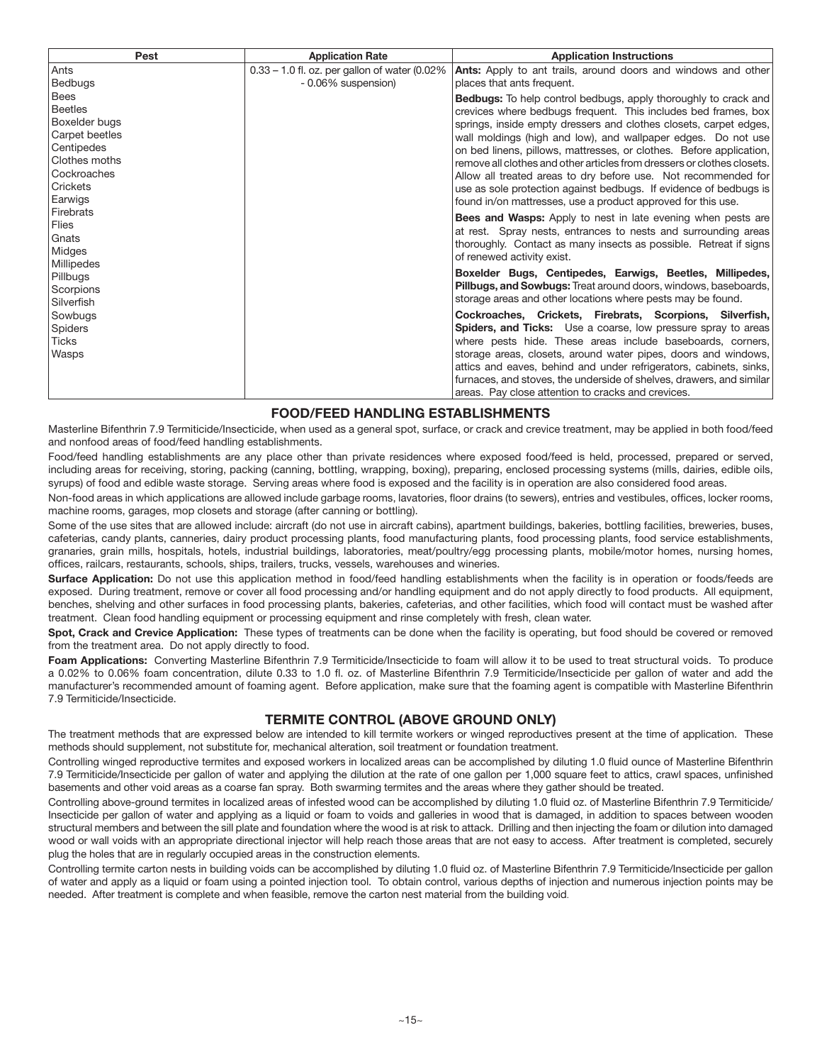| Pest | Application Rate | Application Instructions |
|---|---|---|
| Ants<br>Bedbugs<br>Bees<br>Beetles<br>Boxelder bugs<br>Carpet beetles<br>Centipedes<br>Clothes moths<br>Cockroaches<br>Crickets<br>Earwigs<br>Firebrats<br>Flies<br>Gnats<br>Midges<br>Millipedes<br>Pillbugs<br>Scorpions<br>Silverfish<br>Sowbugs<br>Spiders<br>Ticks<br>Wasps | 0.33 – 1.0 fl. oz. per gallon of water (0.02% - 0.06% suspension) | **Ants:** Apply to ant trails, around doors and windows and other places that ants frequent.<br><br>**Bedbugs:** To help control bedbugs, apply thoroughly to crack and crevices where bedbugs frequent. This includes bed frames, box springs, inside empty dressers and clothes closets, carpet edges, wall moldings (high and low), and wallpaper edges. Do not use on bed linens, pillows, mattresses, or clothes. Before application, remove all clothes and other articles from dressers or clothes closets. Allow all treated areas to dry before use. Not recommended for use as sole protection against bedbugs. If evidence of bedbugs is found in/on mattresses, use a product approved for this use.<br><br>**Bees and Wasps:** Apply to nest in late evening when pests are at rest. Spray nests, entrances to nests and surrounding areas thoroughly. Contact as many insects as possible. Retreat if signs of renewed activity exist.<br><br>**Boxelder Bugs, Centipedes, Earwigs, Beetles, Millipedes, Pillbugs, and Sowbugs:** Treat around doors, windows, baseboards, storage areas and other locations where pests may be found.<br><br>**Cockroaches, Crickets, Firebrats, Scorpions, Silverfish, Spiders, and Ticks:** Use a coarse, low pressure spray to areas where pests hide. These areas include baseboards, corners, storage areas, closets, around water pipes, doors and windows, attics and eaves, behind and under refrigerators, cabinets, sinks, furnaces, and stoves, the underside of shelves, drawers, and similar areas. Pay close attention to cracks and crevices. |

## FOOD/FEED HANDLING ESTABLISHMENTS

Masterline Bifenthrin 7.9 Termiticide/Insecticide, when used as a general spot, surface, or crack and crevice treatment, may be applied in both food/feed and nonfood areas of food/feed handling establishments.

Food/feed handling establishments are any place other than private residences where exposed food/feed is held, processed, prepared or served, including areas for receiving, storing, packing (canning, bottling, wrapping, boxing), preparing, enclosed processing systems (mills, dairies, edible oils, syrups) of food and edible waste storage. Serving areas where food is exposed and the facility is in operation are also considered food areas.

Non-food areas in which applications are allowed include garbage rooms, lavatories, floor drains (to sewers), entries and vestibules, offices, locker rooms, machine rooms, garages, mop closets and storage (after canning or bottling).

Some of the use sites that are allowed include: aircraft (do not use in aircraft cabins), apartment buildings, bakeries, bottling facilities, breweries, buses, cafeterias, candy plants, canneries, dairy product processing plants, food manufacturing plants, food processing plants, food service establishments, granaries, grain mills, hospitals, hotels, industrial buildings, laboratories, meat/poultry/egg processing plants, mobile/motor homes, nursing homes, offices, railcars, restaurants, schools, ships, trailers, trucks, vessels, warehouses and wineries.

**Surface Application:** Do not use this application method in food/feed handling establishments when the facility is in operation or foods/feeds are exposed. During treatment, remove or cover all food processing and/or handling equipment and do not apply directly to food products. All equipment, benches, shelving and other surfaces in food processing plants, bakeries, cafeterias, and other facilities, which food will contact must be washed after treatment. Clean food handling equipment or processing equipment and rinse completely with fresh, clean water.

**Spot, Crack and Crevice Application:** These types of treatments can be done when the facility is operating, but food should be covered or removed from the treatment area. Do not apply directly to food.

**Foam Applications:** Converting Masterline Bifenthrin 7.9 Termiticide/Insecticide to foam will allow it to be used to treat structural voids. To produce a 0.02% to 0.06% foam concentration, dilute 0.33 to 1.0 fl. oz. of Masterline Bifenthrin 7.9 Termiticide/Insecticide per gallon of water and add the manufacturer's recommended amount of foaming agent. Before application, make sure that the foaming agent is compatible with Masterline Bifenthrin 7.9 Termiticide/Insecticide.

## TERMITE CONTROL (ABOVE GROUND ONLY)

The treatment methods that are expressed below are intended to kill termite workers or winged reproductives present at the time of application. These methods should supplement, not substitute for, mechanical alteration, soil treatment or foundation treatment.

Controlling winged reproductive termites and exposed workers in localized areas can be accomplished by diluting 1.0 fluid ounce of Masterline Bifenthrin 7.9 Termiticide/Insecticide per gallon of water and applying the dilution at the rate of one gallon per 1,000 square feet to attics, crawl spaces, unfinished basements and other void areas as a coarse fan spray. Both swarming termites and the areas where they gather should be treated.

Controlling above-ground termites in localized areas of infested wood can be accomplished by diluting 1.0 fluid oz. of Masterline Bifenthrin 7.9 Termiticide/Insecticide per gallon of water and applying as a liquid or foam to voids and galleries in wood that is damaged, in addition to spaces between wooden structural members and between the sill plate and foundation where the wood is at risk to attack. Drilling and then injecting the foam or dilution into damaged wood or wall voids with an appropriate directional injector will help reach those areas that are not easy to access. After treatment is completed, securely plug the holes that are in regularly occupied areas in the construction elements.

Controlling termite carton nests in building voids can be accomplished by diluting 1.0 fluid oz. of Masterline Bifenthrin 7.9 Termiticide/Insecticide per gallon of water and apply as a liquid or foam using a pointed injection tool. To obtain control, various depths of injection and numerous injection points may be needed. After treatment is complete and when feasible, remove the carton nest material from the building void.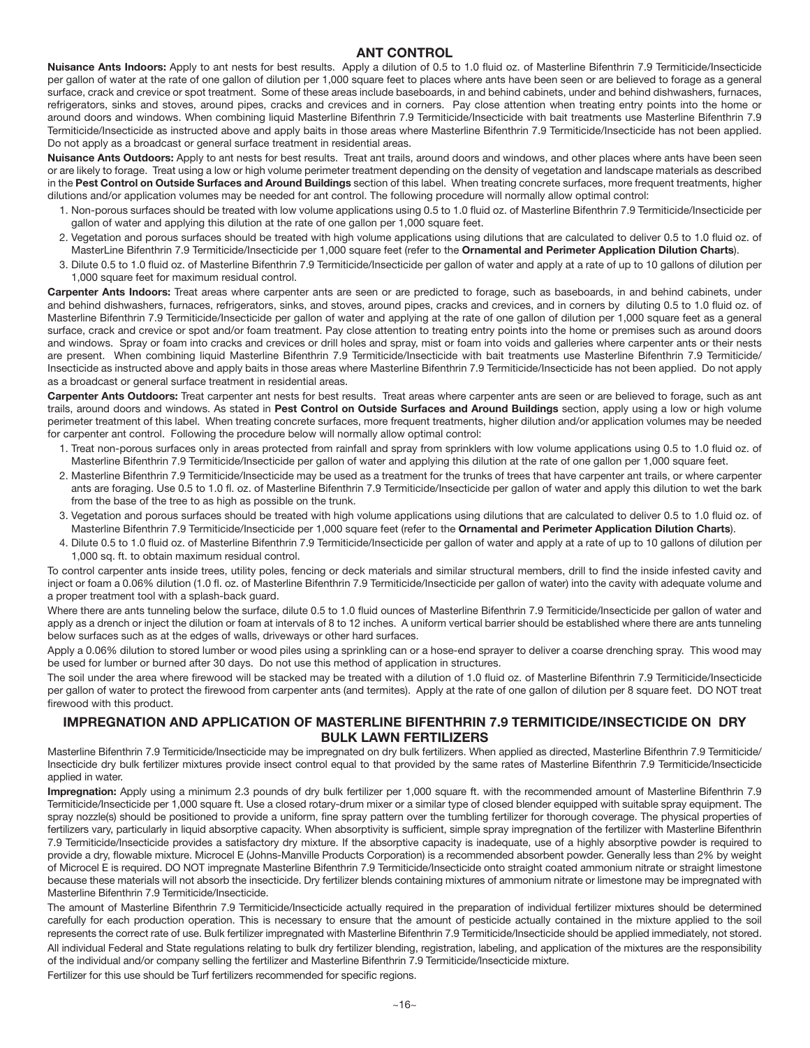## ANT CONTROL

**Nuisance Ants Indoors:** Apply to ant nests for best results. Apply a dilution of 0.5 to 1.0 fluid oz. of Masterline Bifenthrin 7.9 Termiticide/Insecticide per gallon of water at the rate of one gallon of dilution per 1,000 square feet to places where ants have been seen or are believed to forage as a general surface, crack and crevice or spot treatment. Some of these areas include baseboards, in and behind cabinets, under and behind dishwashers, furnaces, refrigerators, sinks and stoves, around pipes, cracks and crevices and in corners. Pay close attention when treating entry points into the home or around doors and windows. When combining liquid Masterline Bifenthrin 7.9 Termiticide/Insecticide with bait treatments use Masterline Bifenthrin 7.9 Termiticide/Insecticide as instructed above and apply baits in those areas where Masterline Bifenthrin 7.9 Termiticide/Insecticide has not been applied. Do not apply as a broadcast or general surface treatment in residential areas.

**Nuisance Ants Outdoors:** Apply to ant nests for best results. Treat ant trails, around doors and windows, and other places where ants have been seen or are likely to forage. Treat using a low or high volume perimeter treatment depending on the density of vegetation and landscape materials as described in the **Pest Control on Outside Surfaces and Around Buildings** section of this label. When treating concrete surfaces, more frequent treatments, higher dilutions and/or application volumes may be needed for ant control. The following procedure will normally allow optimal control:

1. Non-porous surfaces should be treated with low volume applications using 0.5 to 1.0 fluid oz. of Masterline Bifenthrin 7.9 Termiticide/Insecticide per gallon of water and applying this dilution at the rate of one gallon per 1,000 square feet.
2. Vegetation and porous surfaces should be treated with high volume applications using dilutions that are calculated to deliver 0.5 to 1.0 fluid oz. of MasterLine Bifenthrin 7.9 Termiticide/Insecticide per 1,000 square feet (refer to the **Ornamental and Perimeter Application Dilution Charts**).
3. Dilute 0.5 to 1.0 fluid oz. of Masterline Bifenthrin 7.9 Termiticide/Insecticide per gallon of water and apply at a rate of up to 10 gallons of dilution per 1,000 square feet for maximum residual control.

**Carpenter Ants Indoors:** Treat areas where carpenter ants are seen or are predicted to forage, such as baseboards, in and behind cabinets, under and behind dishwashers, furnaces, refrigerators, sinks, and stoves, around pipes, cracks and crevices, and in corners by diluting 0.5 to 1.0 fluid oz. of Masterline Bifenthrin 7.9 Termiticide/Insecticide per gallon of water and applying at the rate of one gallon of dilution per 1,000 square feet as a general surface, crack and crevice or spot and/or foam treatment. Pay close attention to treating entry points into the home or premises such as around doors and windows. Spray or foam into cracks and crevices or drill holes and spray, mist or foam into voids and galleries where carpenter ants or their nests are present. When combining liquid Masterline Bifenthrin 7.9 Termiticide/Insecticide with bait treatments use Masterline Bifenthrin 7.9 Termiticide/ Insecticide as instructed above and apply baits in those areas where Masterline Bifenthrin 7.9 Termiticide/Insecticide has not been applied. Do not apply as a broadcast or general surface treatment in residential areas.

**Carpenter Ants Outdoors:** Treat carpenter ant nests for best results. Treat areas where carpenter ants are seen or are believed to forage, such as ant trails, around doors and windows. As stated in **Pest Control on Outside Surfaces and Around Buildings** section, apply using a low or high volume perimeter treatment of this label. When treating concrete surfaces, more frequent treatments, higher dilution and/or application volumes may be needed for carpenter ant control. Following the procedure below will normally allow optimal control:

1. Treat non-porous surfaces only in areas protected from rainfall and spray from sprinklers with low volume applications using 0.5 to 1.0 fluid oz. of Masterline Bifenthrin 7.9 Termiticide/Insecticide per gallon of water and applying this dilution at the rate of one gallon per 1,000 square feet.
2. Masterline Bifenthrin 7.9 Termiticide/Insecticide may be used as a treatment for the trunks of trees that have carpenter ant trails, or where carpenter ants are foraging. Use 0.5 to 1.0 fl. oz. of Masterline Bifenthrin 7.9 Termiticide/Insecticide per gallon of water and apply this dilution to wet the bark from the base of the tree to as high as possible on the trunk.
3. Vegetation and porous surfaces should be treated with high volume applications using dilutions that are calculated to deliver 0.5 to 1.0 fluid oz. of Masterline Bifenthrin 7.9 Termiticide/Insecticide per 1,000 square feet (refer to the **Ornamental and Perimeter Application Dilution Charts**).
4. Dilute 0.5 to 1.0 fluid oz. of Masterline Bifenthrin 7.9 Termiticide/Insecticide per gallon of water and apply at a rate of up to 10 gallons of dilution per 1,000 sq. ft. to obtain maximum residual control.

To control carpenter ants inside trees, utility poles, fencing or deck materials and similar structural members, drill to find the inside infested cavity and inject or foam a 0.06% dilution (1.0 fl. oz. of Masterline Bifenthrin 7.9 Termiticide/Insecticide per gallon of water) into the cavity with adequate volume and a proper treatment tool with a splash-back guard.

Where there are ants tunneling below the surface, dilute 0.5 to 1.0 fluid ounces of Masterline Bifenthrin 7.9 Termiticide/Insecticide per gallon of water and apply as a drench or inject the dilution or foam at intervals of 8 to 12 inches. A uniform vertical barrier should be established where there are ants tunneling below surfaces such as at the edges of walls, driveways or other hard surfaces.

Apply a 0.06% dilution to stored lumber or wood piles using a sprinkling can or a hose-end sprayer to deliver a coarse drenching spray. This wood may be used for lumber or burned after 30 days. Do not use this method of application in structures.

The soil under the area where firewood will be stacked may be treated with a dilution of 1.0 fluid oz. of Masterline Bifenthrin 7.9 Termiticide/Insecticide per gallon of water to protect the firewood from carpenter ants (and termites). Apply at the rate of one gallon of dilution per 8 square feet. DO NOT treat firewood with this product.

## IMPREGNATION AND APPLICATION OF MASTERLINE BIFENTHRIN 7.9 TERMITICIDE/INSECTICIDE ON DRY BULK LAWN FERTILIZERS

Masterline Bifenthrin 7.9 Termiticide/Insecticide may be impregnated on dry bulk fertilizers. When applied as directed, Masterline Bifenthrin 7.9 Termiticide/ Insecticide dry bulk fertilizer mixtures provide insect control equal to that provided by the same rates of Masterline Bifenthrin 7.9 Termiticide/Insecticide applied in water.

**Impregnation:** Apply using a minimum 2.3 pounds of dry bulk fertilizer per 1,000 square ft. with the recommended amount of Masterline Bifenthrin 7.9 Termiticide/Insecticide per 1,000 square ft. Use a closed rotary-drum mixer or a similar type of closed blender equipped with suitable spray equipment. The spray nozzle(s) should be positioned to provide a uniform, fine spray pattern over the tumbling fertilizer for thorough coverage. The physical properties of fertilizers vary, particularly in liquid absorptive capacity. When absorptivity is sufficient, simple spray impregnation of the fertilizer with Masterline Bifenthrin 7.9 Termiticide/Insecticide provides a satisfactory dry mixture. If the absorptive capacity is inadequate, use of a highly absorptive powder is required to provide a dry, flowable mixture. Microcel E (Johns-Manville Products Corporation) is a recommended absorbent powder. Generally less than 2% by weight of Microcel E is required. DO NOT impregnate Masterline Bifenthrin 7.9 Termiticide/Insecticide onto straight coated ammonium nitrate or straight limestone because these materials will not absorb the insecticide. Dry fertilizer blends containing mixtures of ammonium nitrate or limestone may be impregnated with Masterline Bifenthrin 7.9 Termiticide/Insecticide.

The amount of Masterline Bifenthrin 7.9 Termiticide/Insecticide actually required in the preparation of individual fertilizer mixtures should be determined carefully for each production operation. This is necessary to ensure that the amount of pesticide actually contained in the mixture applied to the soil represents the correct rate of use. Bulk fertilizer impregnated with Masterline Bifenthrin 7.9 Termiticide/Insecticide should be applied immediately, not stored.

All individual Federal and State regulations relating to bulk dry fertilizer blending, registration, labeling, and application of the mixtures are the responsibility of the individual and/or company selling the fertilizer and Masterline Bifenthrin 7.9 Termiticide/Insecticide mixture.

Fertilizer for this use should be Turf fertilizers recommended for specific regions.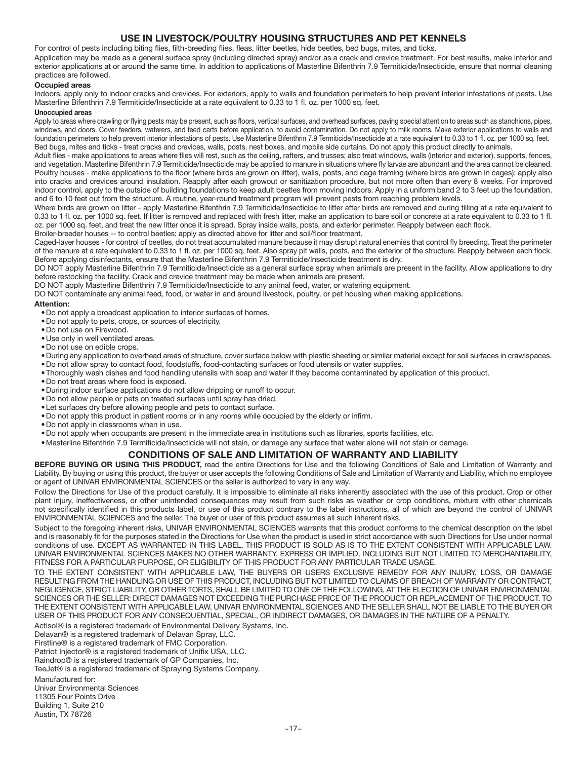## USE IN LIVESTOCK/POULTRY HOUSING STRUCTURES AND PET KENNELS

For control of pests including biting flies, filth-breeding flies, fleas, litter beetles, hide beetles, bed bugs, mites, and ticks.

Application may be made as a general surface spray (including directed spray) and/or as a crack and crevice treatment. For best results, make interior and exterior applications at or around the same time. In addition to applications of Masterline Bifenthrin 7.9 Termiticide/Insecticide, ensure that normal cleaning practices are followed.

**Occupied areas**

Indoors, apply only to indoor cracks and crevices. For exteriors, apply to walls and foundation perimeters to help prevent interior infestations of pests. Use Masterline Bifenthrin 7.9 Termiticide/Insecticide at a rate equivalent to 0.33 to 1 fl. oz. per 1000 sq. feet.

**Unoccupied areas**

Apply to areas where crawling or flying pests may be present, such as floors, vertical surfaces, and overhead surfaces, paying special attention to areas such as stanchions, pipes, windows, and doors. Cover feeders, waterers, and feed carts before application, to avoid contamination. Do not apply to milk rooms. Make exterior applications to walls and foundation perimeters to help prevent interior infestations of pests. Use Masterline Bifenthrin 7.9 Termiticide/Insecticide at a rate equivalent to 0.33 to 1 fl. oz. per 1000 sq. feet.

Bed bugs, mites and ticks - treat cracks and crevices, walls, posts, nest boxes, and mobile side curtains. Do not apply this product directly to animals.

Adult flies - make applications to areas where flies will rest, such as the ceiling, rafters, and trusses; also treat windows, walls (interior and exterior), supports, fences, and vegetation. Masterline Bifenthrin 7.9 Termiticide/Insecticide may be applied to manure in situations where fly larvae are abundant and the area cannot be cleaned.

Poultry houses - make applications to the floor (where birds are grown on litter), walls, posts, and cage framing (where birds are grown in cages); apply also into cracks and crevices around insulation. Reapply after each growout or sanitization procedure, but not more often than every 8 weeks. For improved indoor control, apply to the outside of building foundations to keep adult beetles from moving indoors. Apply in a uniform band 2 to 3 feet up the foundation, and 6 to 10 feet out from the structure. A routine, year-round treatment program will prevent pests from reaching problem levels.

Where birds are grown on litter - apply Masterline Bifenthrin 7.9 Termiticide/Insecticide to litter after birds are removed and during tilling at a rate equivalent to 0.33 to 1 fl. oz. per 1000 sq. feet. If litter is removed and replaced with fresh litter, make an application to bare soil or concrete at a rate equivalent to 0.33 to 1 fl. oz. per 1000 sq. feet, and treat the new litter once it is spread. Spray inside walls, posts, and exterior perimeter. Reapply between each flock.

Broiler-breeder houses -- to control beetles; apply as directed above for litter and soil/floor treatment.

Caged-layer houses - for control of beetles, do not treat accumulated manure because it may disrupt natural enemies that control fly breeding. Treat the perimeter of the manure at a rate equivalent to 0.33 to 1 fl. oz. per 1000 sq. feet. Also spray pit walls, posts, and the exterior of the structure. Reapply between each flock. Before applying disinfectants, ensure that the Masterline Bifenthrin 7.9 Termiticide/Insecticide treatment is dry.

DO NOT apply Masterline Bifenthrin 7.9 Termiticide/Insecticide as a general surface spray when animals are present in the facility. Allow applications to dry before restocking the facility. Crack and crevice treatment may be made when animals are present.

DO NOT apply Masterline Bifenthrin 7.9 Termiticide/Insecticide to any animal feed, water, or watering equipment.

DO NOT contaminate any animal feed, food, or water in and around livestock, poultry, or pet housing when making applications.

**Attention:**

- Do not apply a broadcast application to interior surfaces of homes.
- Do not apply to pets, crops, or sources of electricity.
- Do not use on Firewood.
- Use only in well ventilated areas.
- Do not use on edible crops.
- During any application to overhead areas of structure, cover surface below with plastic sheeting or similar material except for soil surfaces in crawlspaces.
- Do not allow spray to contact food, foodstuffs, food-contacting surfaces or food utensils or water supplies.
- Thoroughly wash dishes and food handling utensils with soap and water if they become contaminated by application of this product.
- Do not treat areas where food is exposed.
- During indoor surface applications do not allow dripping or runoff to occur.
- Do not allow people or pets on treated surfaces until spray has dried.
- Let surfaces dry before allowing people and pets to contact surface.
- Do not apply this product in patient rooms or in any rooms while occupied by the elderly or infirm.
- Do not apply in classrooms when in use.
- Do not apply when occupants are present in the immediate area in institutions such as libraries, sports facilities, etc.
- Masterline Bifenthrin 7.9 Termiticide/Insecticide will not stain, or damage any surface that water alone will not stain or damage.

## CONDITIONS OF SALE AND LIMITATION OF WARRANTY AND LIABILITY

**BEFORE BUYING OR USING THIS PRODUCT,** read the entire Directions for Use and the following Conditions of Sale and Limitation of Warranty and Liability. By buying or using this product, the buyer or user accepts the following Conditions of Sale and Limitation of Warranty and Liability, which no employee or agent of UNIVAR ENVIRONMENTAL SCIENCES or the seller is authorized to vary in any way.

Follow the Directions for Use of this product carefully. It is impossible to eliminate all risks inherently associated with the use of this product. Crop or other plant injury, ineffectiveness, or other unintended consequences may result from such risks as weather or crop conditions, mixture with other chemicals not specifically identified in this products label, or use of this product contrary to the label instructions, all of which are beyond the control of UNIVAR ENVIRONMENTAL SCIENCES and the seller. The buyer or user of this product assumes all such inherent risks.

Subject to the foregoing inherent risks, UNIVAR ENVIRONMENTAL SCIENCES warrants that this product conforms to the chemical description on the label and is reasonably fit for the purposes stated in the Directions for Use when the product is used in strict accordance with such Directions for Use under normal conditions of use. EXCEPT AS WARRANTED IN THIS LABEL, THIS PRODUCT IS SOLD AS IS TO THE EXTENT CONSISTENT WITH APPLICABLE LAW. UNIVAR ENVIRONMENTAL SCIENCES MAKES NO OTHER WARRANTY, EXPRESS OR IMPLIED, INCLUDING BUT NOT LIMITED TO MERCHANTABILITY, FITNESS FOR A PARTICULAR PURPOSE, OR ELIGIBILITY OF THIS PRODUCT FOR ANY PARTICULAR TRADE USAGE.

TO THE EXTENT CONSISTENT WITH APPLICABLE LAW, THE BUYERS OR USERS EXCLUSIVE REMEDY FOR ANY INJURY, LOSS, OR DAMAGE RESULTING FROM THE HANDLING OR USE OF THIS PRODUCT, INCLUDING BUT NOT LIMITED TO CLAIMS OF BREACH OF WARRANTY OR CONTRACT, NEGLIGENCE, STRICT LIABILITY, OR OTHER TORTS, SHALL BE LIMITED TO ONE OF THE FOLLOWING, AT THE ELECTION OF UNIVAR ENVIRONMENTAL SCIENCES OR THE SELLER: DIRECT DAMAGES NOT EXCEEDING THE PURCHASE PRICE OF THE PRODUCT OR REPLACEMENT OF THE PRODUCT. TO THE EXTENT CONSISTENT WITH APPLICABLE LAW, UNIVAR ENVIRONMENTAL SCIENCES AND THE SELLER SHALL NOT BE LIABLE TO THE BUYER OR USER OF THIS PRODUCT FOR ANY CONSEQUENTIAL, SPECIAL, OR INDIRECT DAMAGES, OR DAMAGES IN THE NATURE OF A PENALTY.

Actisol® is a registered trademark of Environmental Delivery Systems, Inc.
Delavan® is a registered trademark of Delavan Spray, LLC.
Firstline® is a registered trademark of FMC Corporation.
Patriot Injector® is a registered trademark of Unifix USA, LLC.
Raindrop® is a registered trademark of GP Companies, Inc.
TeeJet® is a registered trademark of Spraying Systems Company.

Manufactured for:
Univar Environmental Sciences
11305 Four Points Drive
Building 1, Suite 210
Austin, TX 78726